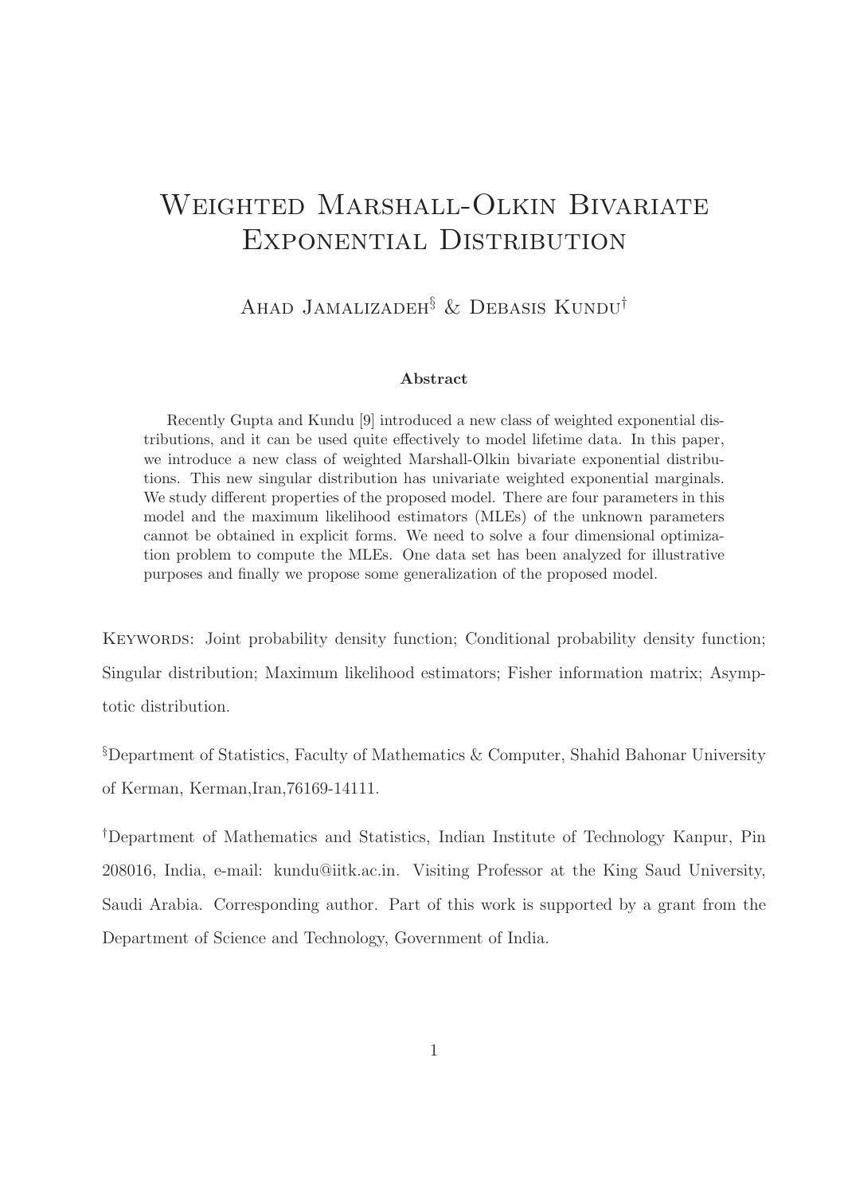# Weighted Marshall-Olkin Bivariate Exponential Distribution

Ahad Jamalizadeh[§] & Debasis Kundu[†]

### Abstract

Recently Gupta and Kundu [9] introduced a new class of weighted exponential distributions, and it can be used quite effectively to model lifetime data. In this paper, we introduce a new class of weighted Marshall-Olkin bivariate exponential distributions. This new singular distribution has univariate weighted exponential marginals. We study different properties of the proposed model. There are four parameters in this model and the maximum likelihood estimators (MLEs) of the unknown parameters cannot be obtained in explicit forms. We need to solve a four dimensional optimization problem to compute the MLEs. One data set has been analyzed for illustrative purposes and finally we propose some generalization of the proposed model.

Keywords: Joint probability density function; Conditional probability density function; Singular distribution; Maximum likelihood estimators; Fisher information matrix; Asymptotic distribution.

[§]Department of Statistics, Faculty of Mathematics & Computer, Shahid Bahonar University of Kerman, Kerman,Iran,76169-14111.

[†]Department of Mathematics and Statistics, Indian Institute of Technology Kanpur, Pin 208016, India, e-mail: kundu@iitk.ac.in. Visiting Professor at the King Saud University, Saudi Arabia. Corresponding author. Part of this work is supported by a grant from the Department of Science and Technology, Government of India.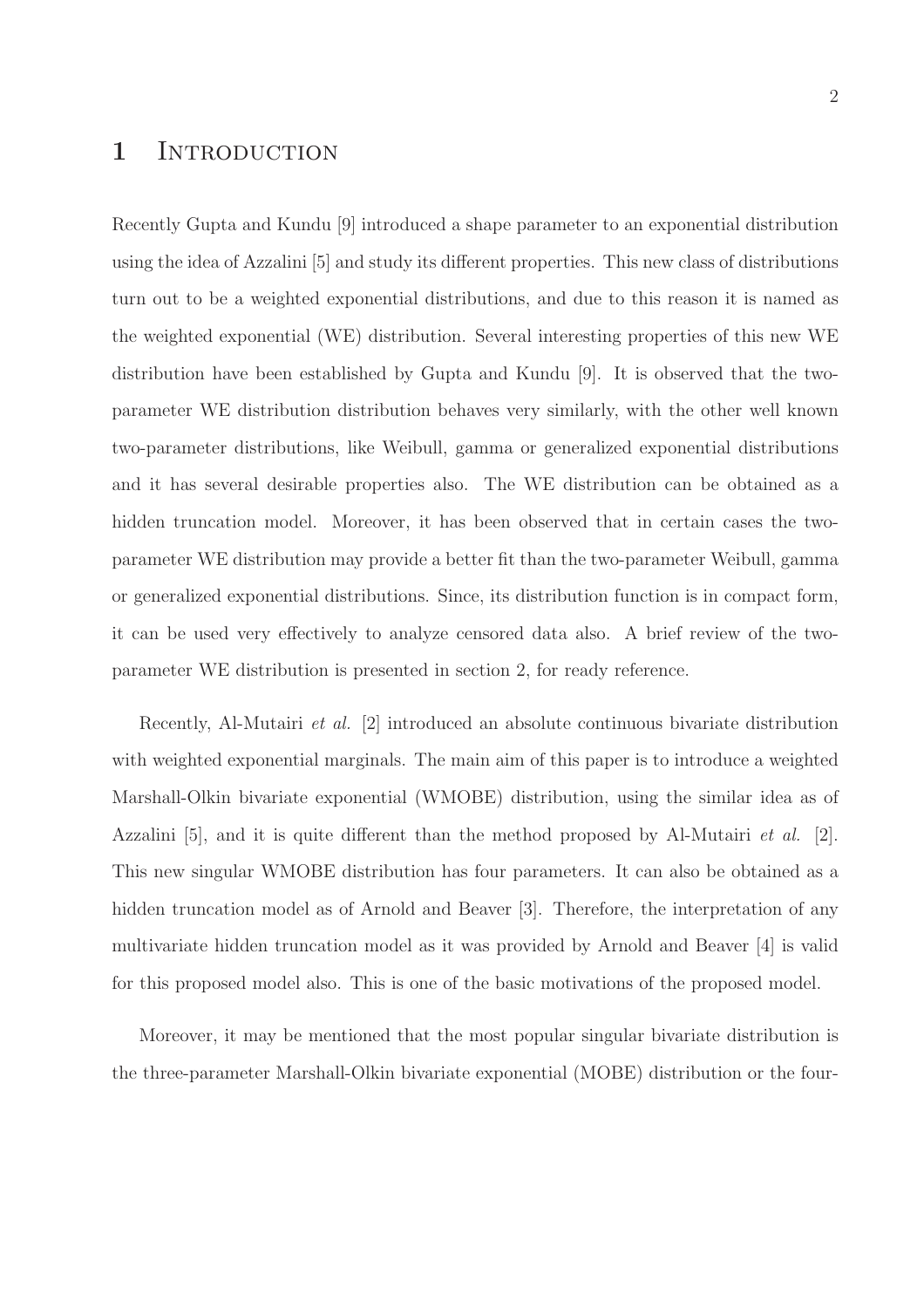# 1 Introduction

Recently Gupta and Kundu [9] introduced a shape parameter to an exponential distribution using the idea of Azzalini [5] and study its different properties. This new class of distributions turn out to be a weighted exponential distributions, and due to this reason it is named as the weighted exponential (WE) distribution. Several interesting properties of this new WE distribution have been established by Gupta and Kundu [9]. It is observed that the two-parameter WE distribution distribution behaves very similarly, with the other well known two-parameter distributions, like Weibull, gamma or generalized exponential distributions and it has several desirable properties also. The WE distribution can be obtained as a hidden truncation model. Moreover, it has been observed that in certain cases the two-parameter WE distribution may provide a better fit than the two-parameter Weibull, gamma or generalized exponential distributions. Since, its distribution function is in compact form, it can be used very effectively to analyze censored data also. A brief review of the two-parameter WE distribution is presented in section 2, for ready reference.

Recently, Al-Mutairi *et al.* [2] introduced an absolute continuous bivariate distribution with weighted exponential marginals. The main aim of this paper is to introduce a weighted Marshall-Olkin bivariate exponential (WMOBE) distribution, using the similar idea as of Azzalini [5], and it is quite different than the method proposed by Al-Mutairi *et al.* [2]. This new singular WMOBE distribution has four parameters. It can also be obtained as a hidden truncation model as of Arnold and Beaver [3]. Therefore, the interpretation of any multivariate hidden truncation model as it was provided by Arnold and Beaver [4] is valid for this proposed model also. This is one of the basic motivations of the proposed model.

Moreover, it may be mentioned that the most popular singular bivariate distribution is the three-parameter Marshall-Olkin bivariate exponential (MOBE) distribution or the four-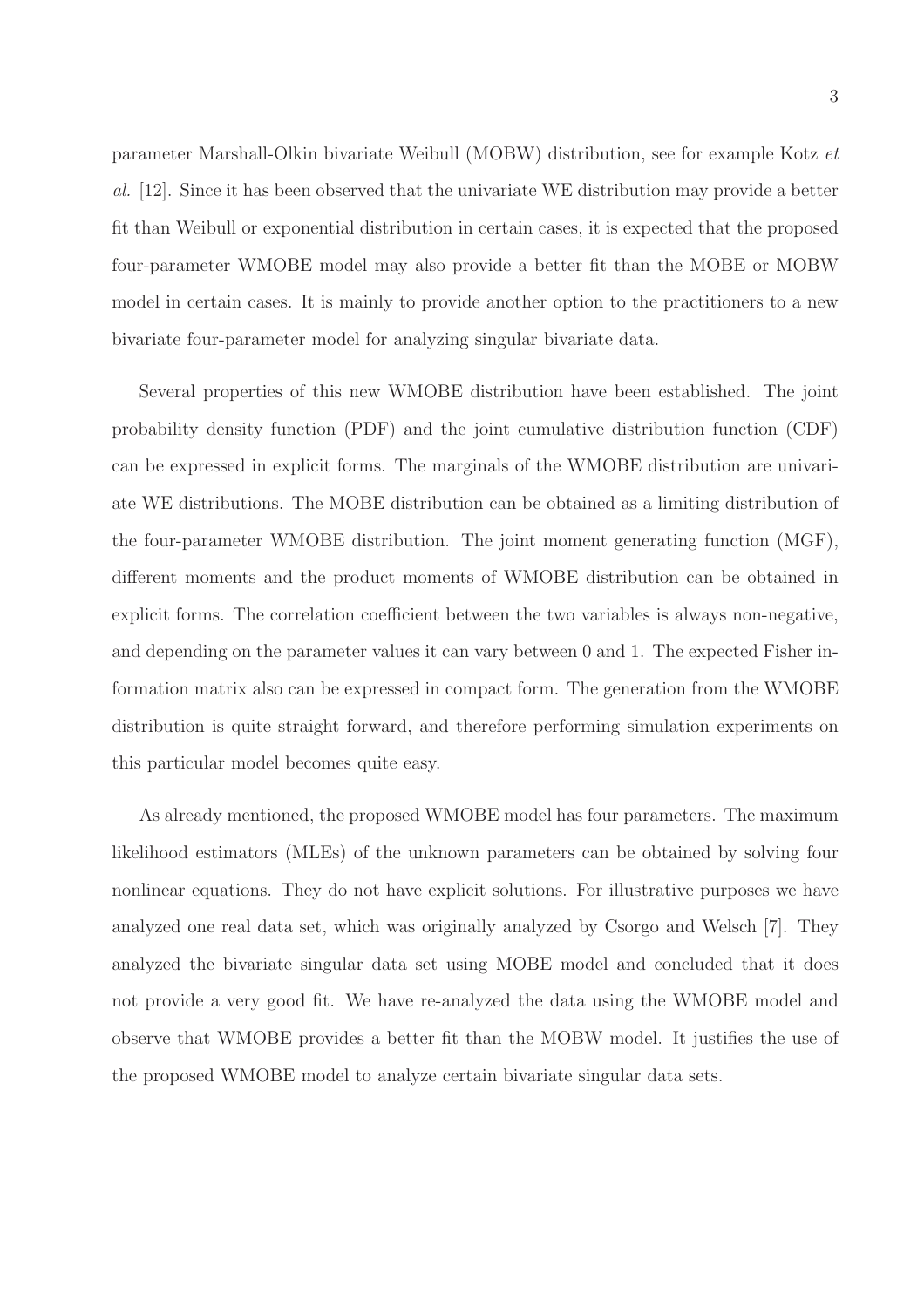parameter Marshall-Olkin bivariate Weibull (MOBW) distribution, see for example Kotz *et al.* [12]. Since it has been observed that the univariate WE distribution may provide a better fit than Weibull or exponential distribution in certain cases, it is expected that the proposed four-parameter WMOBE model may also provide a better fit than the MOBE or MOBW model in certain cases. It is mainly to provide another option to the practitioners to a new bivariate four-parameter model for analyzing singular bivariate data.

Several properties of this new WMOBE distribution have been established. The joint probability density function (PDF) and the joint cumulative distribution function (CDF) can be expressed in explicit forms. The marginals of the WMOBE distribution are univariate WE distributions. The MOBE distribution can be obtained as a limiting distribution of the four-parameter WMOBE distribution. The joint moment generating function (MGF), different moments and the product moments of WMOBE distribution can be obtained in explicit forms. The correlation coefficient between the two variables is always non-negative, and depending on the parameter values it can vary between 0 and 1. The expected Fisher information matrix also can be expressed in compact form. The generation from the WMOBE distribution is quite straight forward, and therefore performing simulation experiments on this particular model becomes quite easy.

As already mentioned, the proposed WMOBE model has four parameters. The maximum likelihood estimators (MLEs) of the unknown parameters can be obtained by solving four nonlinear equations. They do not have explicit solutions. For illustrative purposes we have analyzed one real data set, which was originally analyzed by Csorgo and Welsch [7]. They analyzed the bivariate singular data set using MOBE model and concluded that it does not provide a very good fit. We have re-analyzed the data using the WMOBE model and observe that WMOBE provides a better fit than the MOBW model. It justifies the use of the proposed WMOBE model to analyze certain bivariate singular data sets.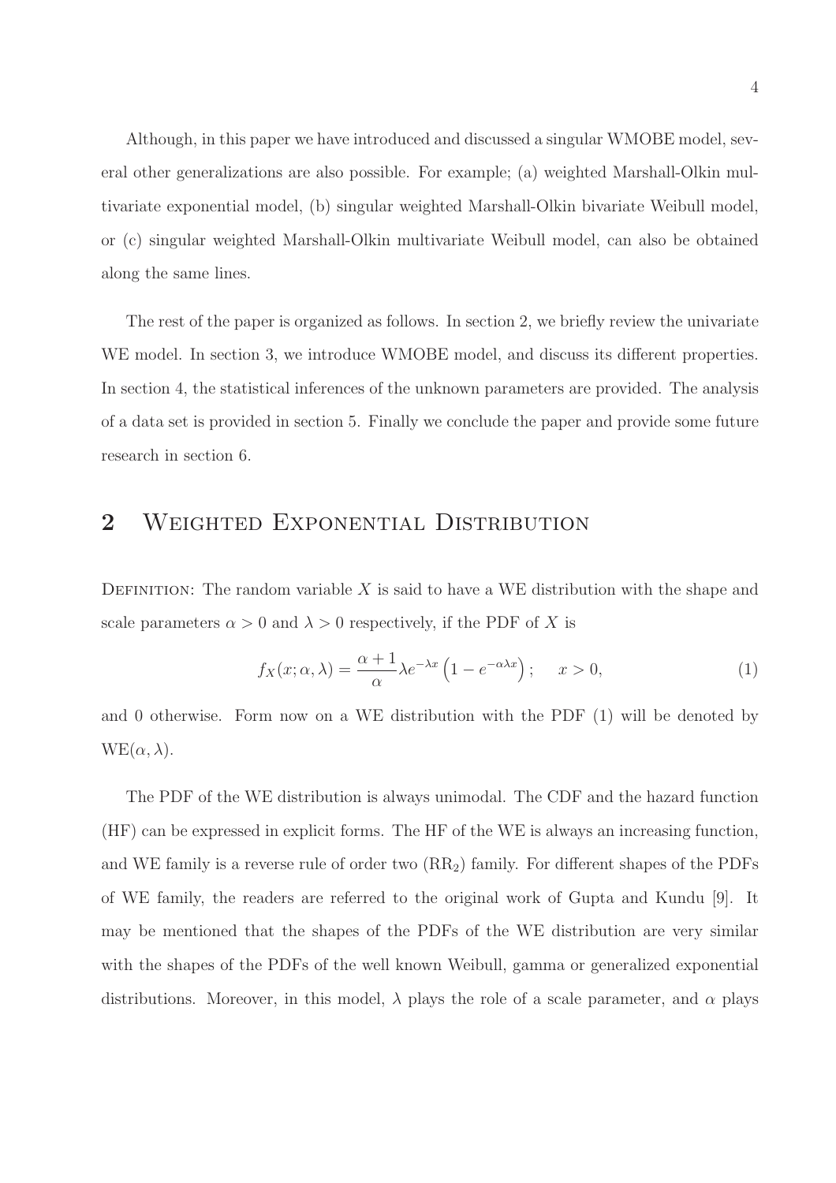Although, in this paper we have introduced and discussed a singular WMOBE model, several other generalizations are also possible. For example; (a) weighted Marshall-Olkin multivariate exponential model, (b) singular weighted Marshall-Olkin bivariate Weibull model, or (c) singular weighted Marshall-Olkin multivariate Weibull model, can also be obtained along the same lines.

The rest of the paper is organized as follows. In section 2, we briefly review the univariate WE model. In section 3, we introduce WMOBE model, and discuss its different properties. In section 4, the statistical inferences of the unknown parameters are provided. The analysis of a data set is provided in section 5. Finally we conclude the paper and provide some future research in section 6.

## 2 Weighted Exponential Distribution

Definition: The random variable $X$ is said to have a WE distribution with the shape and scale parameters $\alpha > 0$ and $\lambda > 0$ respectively, if the PDF of $X$ is

$$f_X(x; \alpha, \lambda) = \frac{\alpha + 1}{\alpha} \lambda e^{-\lambda x} \left(1 - e^{-\alpha \lambda x}\right); \quad x > 0, \tag{1}$$

and 0 otherwise. Form now on a WE distribution with the PDF (1) will be denoted by $\text{WE}(\alpha, \lambda)$.

The PDF of the WE distribution is always unimodal. The CDF and the hazard function (HF) can be expressed in explicit forms. The HF of the WE is always an increasing function, and WE family is a reverse rule of order two ($\text{RR}_2$) family. For different shapes of the PDFs of WE family, the readers are referred to the original work of Gupta and Kundu [9]. It may be mentioned that the shapes of the PDFs of the WE distribution are very similar with the shapes of the PDFs of the well known Weibull, gamma or generalized exponential distributions. Moreover, in this model, $\lambda$ plays the role of a scale parameter, and $\alpha$ plays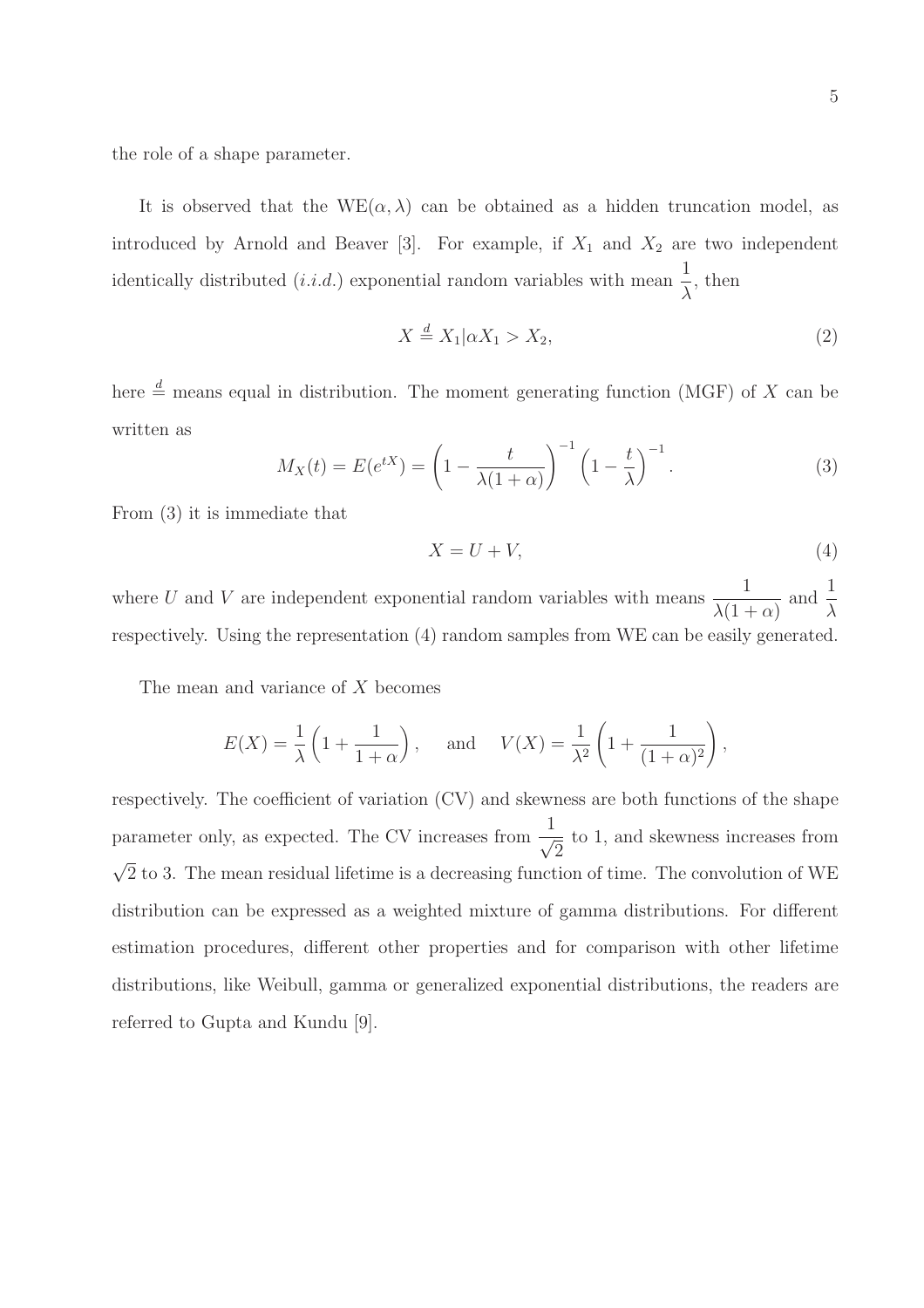the role of a shape parameter.

It is observed that the $\text{WE}(\alpha, \lambda)$ can be obtained as a hidden truncation model, as introduced by Arnold and Beaver [3]. For example, if $X_1$ and $X_2$ are two independent identically distributed (*i.i.d.*) exponential random variables with mean $\frac{1}{\lambda}$, then

$$X \stackrel{d}{=} X_1 | \alpha X_1 > X_2, \tag{2}$$

here $\stackrel{d}{=}$ means equal in distribution. The moment generating function (MGF) of $X$ can be written as

$$M_X(t) = E(e^{tX}) = \left(1 - \frac{t}{\lambda(1+\alpha)}\right)^{-1} \left(1 - \frac{t}{\lambda}\right)^{-1}. \tag{3}$$

From (3) it is immediate that

$$X = U + V, \tag{4}$$

where $U$ and $V$ are independent exponential random variables with means $\frac{1}{\lambda(1+\alpha)}$ and $\frac{1}{\lambda}$ respectively. Using the representation (4) random samples from WE can be easily generated.

The mean and variance of $X$ becomes

$$E(X) = \frac{1}{\lambda}\left(1 + \frac{1}{1+\alpha}\right), \quad \text{and} \quad V(X) = \frac{1}{\lambda^2}\left(1 + \frac{1}{(1+\alpha)^2}\right),$$

respectively. The coefficient of variation (CV) and skewness are both functions of the shape parameter only, as expected. The CV increases from $\frac{1}{\sqrt{2}}$ to 1, and skewness increases from $\sqrt{2}$ to 3. The mean residual lifetime is a decreasing function of time. The convolution of WE distribution can be expressed as a weighted mixture of gamma distributions. For different estimation procedures, different other properties and for comparison with other lifetime distributions, like Weibull, gamma or generalized exponential distributions, the readers are referred to Gupta and Kundu [9].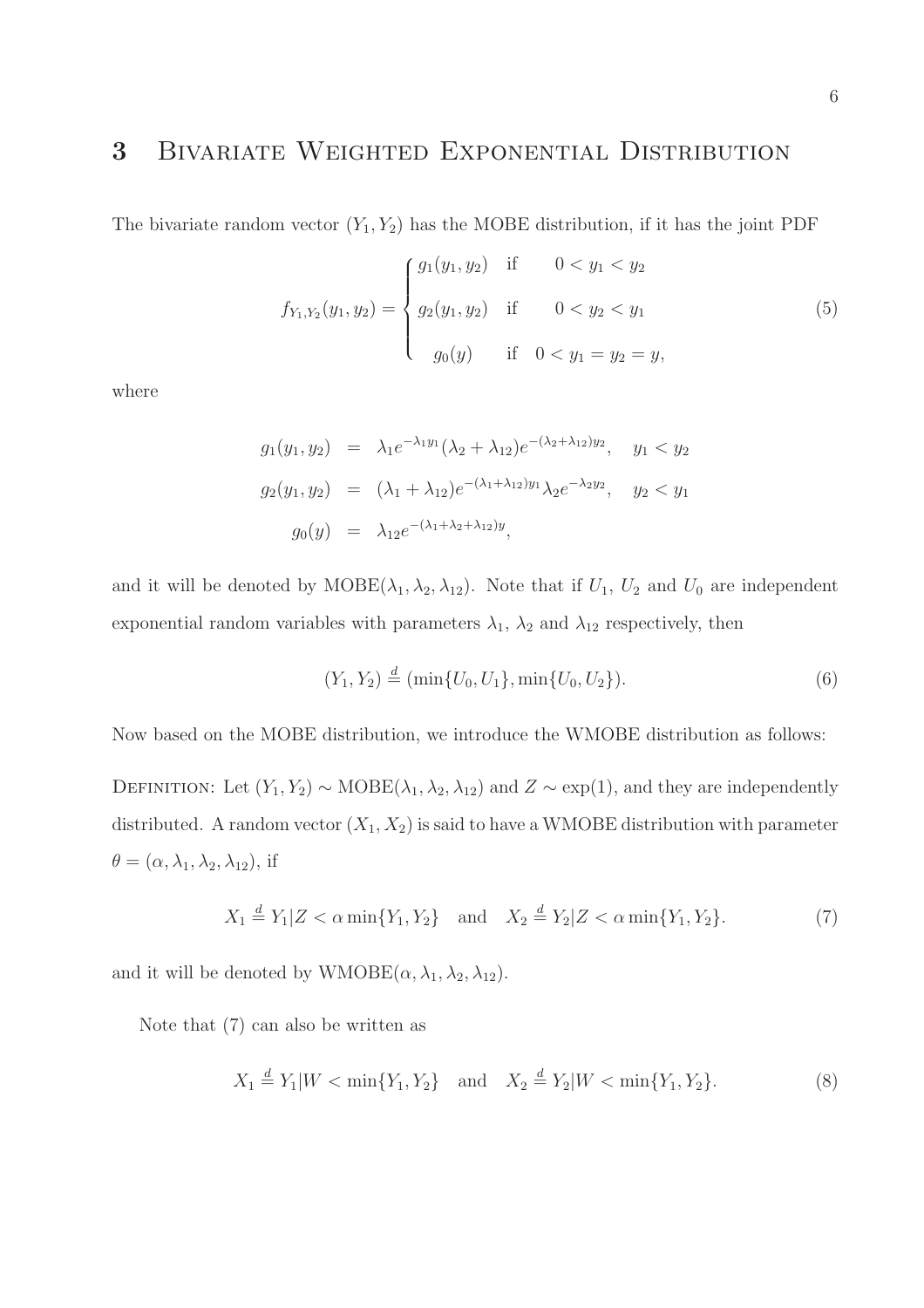# 3 Bivariate Weighted Exponential Distribution

The bivariate random vector $(Y_1, Y_2)$ has the MOBE distribution, if it has the joint PDF

$$f_{Y_1,Y_2}(y_1, y_2) = \begin{cases} g_1(y_1, y_2) & \text{if} \quad 0 < y_1 < y_2 \\ g_2(y_1, y_2) & \text{if} \quad 0 < y_2 < y_1 \\ g_0(y) & \text{if} \quad 0 < y_1 = y_2 = y, \end{cases} \tag{5}$$

where

$$\begin{aligned} g_1(y_1, y_2) &= \lambda_1 e^{-\lambda_1 y_1} (\lambda_2 + \lambda_{12}) e^{-(\lambda_2 + \lambda_{12}) y_2}, \quad y_1 < y_2 \\ g_2(y_1, y_2) &= (\lambda_1 + \lambda_{12}) e^{-(\lambda_1 + \lambda_{12}) y_1} \lambda_2 e^{-\lambda_2 y_2}, \quad y_2 < y_1 \\ g_0(y) &= \lambda_{12} e^{-(\lambda_1 + \lambda_2 + \lambda_{12}) y}, \end{aligned}$$

and it will be denoted by $\text{MOBE}(\lambda_1, \lambda_2, \lambda_{12})$. Note that if $U_1$, $U_2$ and $U_0$ are independent exponential random variables with parameters $\lambda_1$, $\lambda_2$ and $\lambda_{12}$ respectively, then

$$(Y_1, Y_2) \stackrel{d}{=} (\min\{U_0, U_1\}, \min\{U_0, U_2\}). \tag{6}$$

Now based on the MOBE distribution, we introduce the WMOBE distribution as follows:

Definition: Let $(Y_1, Y_2) \sim \text{MOBE}(\lambda_1, \lambda_2, \lambda_{12})$ and $Z \sim \exp(1)$, and they are independently distributed. A random vector $(X_1, X_2)$ is said to have a WMOBE distribution with parameter $\theta = (\alpha, \lambda_1, \lambda_2, \lambda_{12})$, if

$$X_1 \stackrel{d}{=} Y_1 | Z < \alpha \min\{Y_1, Y_2\} \quad \text{and} \quad X_2 \stackrel{d}{=} Y_2 | Z < \alpha \min\{Y_1, Y_2\}. \tag{7}$$

and it will be denoted by $\text{WMOBE}(\alpha, \lambda_1, \lambda_2, \lambda_{12})$.

Note that (7) can also be written as

$$X_1 \stackrel{d}{=} Y_1 | W < \min\{Y_1, Y_2\} \quad \text{and} \quad X_2 \stackrel{d}{=} Y_2 | W < \min\{Y_1, Y_2\}. \tag{8}$$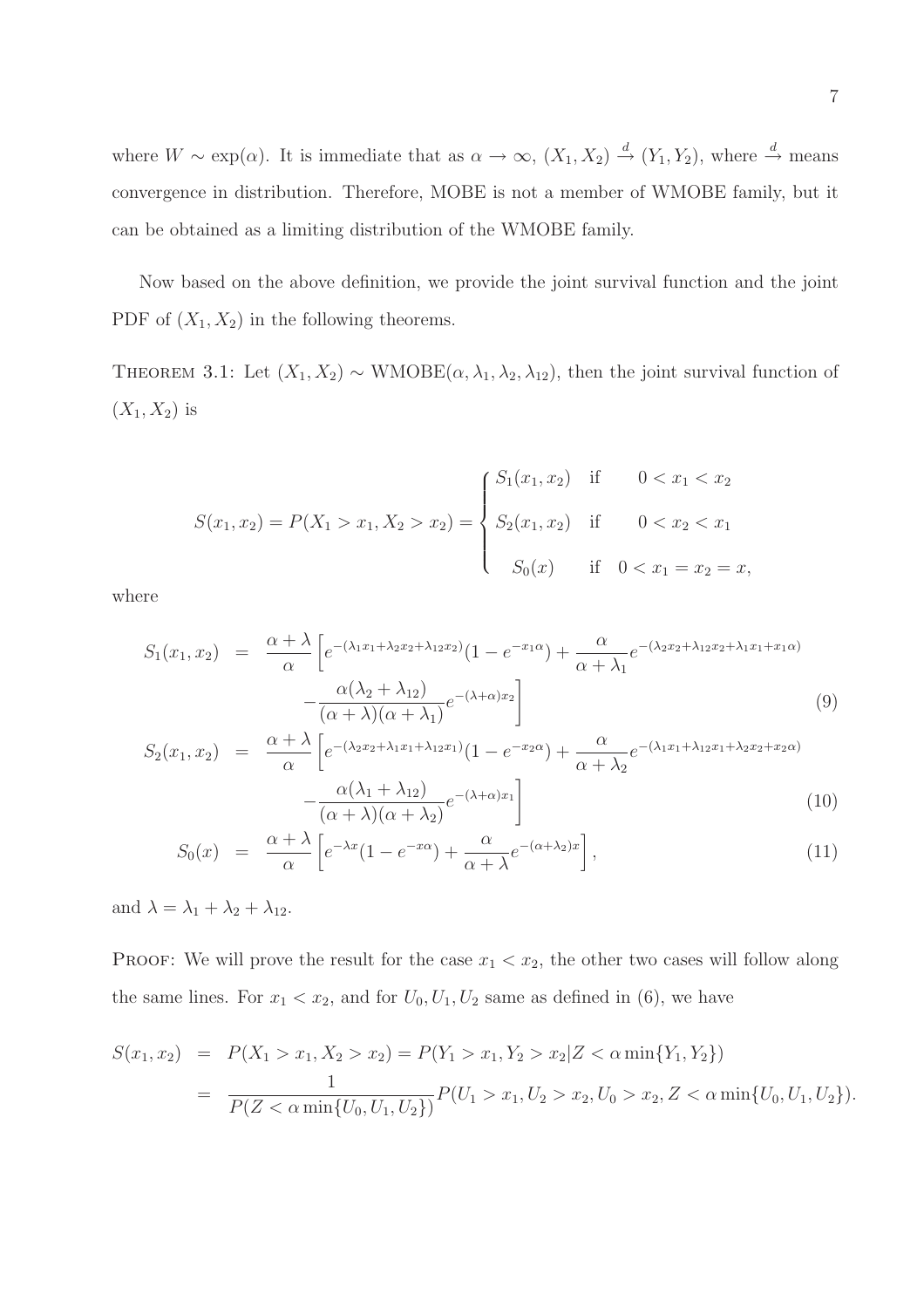where $W \sim \exp(\alpha)$. It is immediate that as $\alpha \to \infty$, $(X_1, X_2) \xrightarrow{d} (Y_1, Y_2)$, where $\xrightarrow{d}$ means convergence in distribution. Therefore, MOBE is not a member of WMOBE family, but it can be obtained as a limiting distribution of the WMOBE family.

Now based on the above definition, we provide the joint survival function and the joint PDF of $(X_1, X_2)$ in the following theorems.

THEOREM 3.1: Let $(X_1, X_2) \sim$ WMOBE$(\alpha, \lambda_1, \lambda_2, \lambda_{12})$, then the joint survival function of $(X_1, X_2)$ is

$$S(x_1, x_2) = P(X_1 > x_1, X_2 > x_2) = \begin{cases} S_1(x_1, x_2) & \text{if} \quad 0 < x_1 < x_2 \\ S_2(x_1, x_2) & \text{if} \quad 0 < x_2 < x_1 \\ S_0(x) & \text{if} \quad 0 < x_1 = x_2 = x, \end{cases}$$

where

$$S_1(x_1, x_2) = \frac{\alpha + \lambda}{\alpha}\left[e^{-(\lambda_1 x_1 + \lambda_2 x_2 + \lambda_{12} x_2)}(1 - e^{-x_1 \alpha}) + \frac{\alpha}{\alpha + \lambda_1} e^{-(\lambda_2 x_2 + \lambda_{12} x_2 + \lambda_1 x_1 + x_1 \alpha)} - \frac{\alpha(\lambda_2 + \lambda_{12})}{(\alpha + \lambda)(\alpha + \lambda_1)} e^{-(\lambda + \alpha) x_2}\right] \tag{9}$$

$$S_2(x_1, x_2) = \frac{\alpha + \lambda}{\alpha}\left[e^{-(\lambda_2 x_2 + \lambda_1 x_1 + \lambda_{12} x_1)}(1 - e^{-x_2 \alpha}) + \frac{\alpha}{\alpha + \lambda_2} e^{-(\lambda_1 x_1 + \lambda_{12} x_1 + \lambda_2 x_2 + x_2 \alpha)} - \frac{\alpha(\lambda_1 + \lambda_{12})}{(\alpha + \lambda)(\alpha + \lambda_2)} e^{-(\lambda + \alpha) x_1}\right] \tag{10}$$

$$S_0(x) = \frac{\alpha + \lambda}{\alpha}\left[e^{-\lambda x}(1 - e^{-x\alpha}) + \frac{\alpha}{\alpha + \lambda} e^{-(\alpha + \lambda_2) x}\right], \tag{11}$$

and $\lambda = \lambda_1 + \lambda_2 + \lambda_{12}$.

PROOF: We will prove the result for the case $x_1 < x_2$, the other two cases will follow along the same lines. For $x_1 < x_2$, and for $U_0, U_1, U_2$ same as defined in (6), we have

$$\begin{aligned} S(x_1, x_2) &= P(X_1 > x_1, X_2 > x_2) = P(Y_1 > x_1, Y_2 > x_2 | Z < \alpha \min\{Y_1, Y_2\}) \\ &= \frac{1}{P(Z < \alpha \min\{U_0, U_1, U_2\})} P(U_1 > x_1, U_2 > x_2, U_0 > x_2, Z < \alpha \min\{U_0, U_1, U_2\}). \end{aligned}$$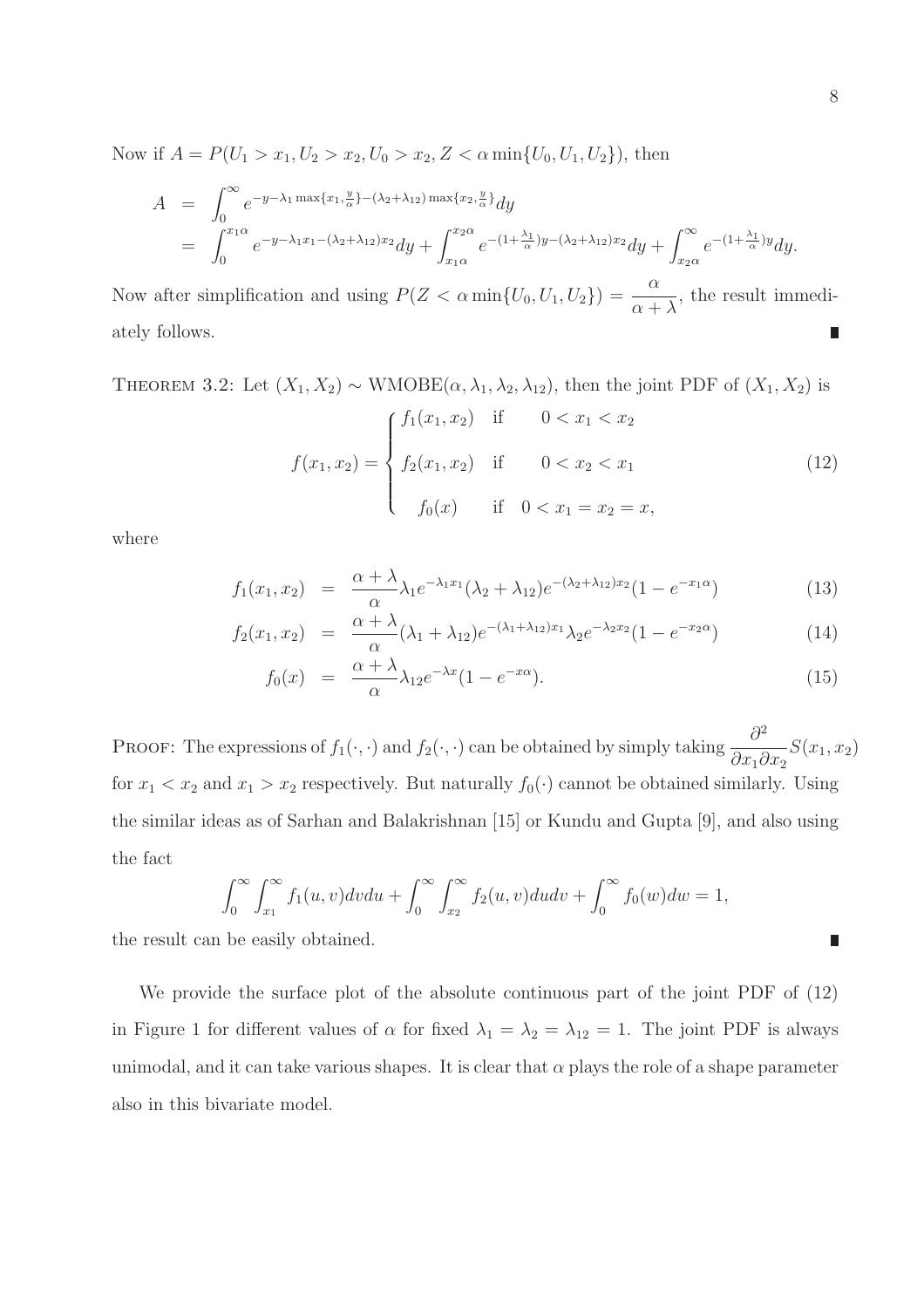Now if $A = P(U_1 > x_1, U_2 > x_2, U_0 > x_2, Z < \alpha \min\{U_0, U_1, U_2\})$, then

$$
\begin{aligned}
A &= \int_0^\infty e^{-y-\lambda_1 \max\{x_1, \frac{y}{\alpha}\} - (\lambda_2+\lambda_{12})\max\{x_2, \frac{y}{\alpha}\}} dy \\
&= \int_0^{x_1\alpha} e^{-y-\lambda_1 x_1 - (\lambda_2+\lambda_{12})x_2} dy + \int_{x_1\alpha}^{x_2\alpha} e^{-(1+\frac{\lambda_1}{\alpha})y - (\lambda_2+\lambda_{12})x_2} dy + \int_{x_2\alpha}^\infty e^{-(1+\frac{\lambda_1}{\alpha})y} dy.
\end{aligned}
$$

Now after simplification and using $P(Z < \alpha \min\{U_0, U_1, U_2\}) = \dfrac{\alpha}{\alpha+\lambda}$, the result immediately follows. ∎

THEOREM 3.2: Let $(X_1, X_2) \sim \text{WMOBE}(\alpha, \lambda_1, \lambda_2, \lambda_{12})$, then the joint PDF of $(X_1, X_2)$ is

$$
f(x_1, x_2) = \begin{cases} f_1(x_1, x_2) & \text{if} \quad 0 < x_1 < x_2 \\ f_2(x_1, x_2) & \text{if} \quad 0 < x_2 < x_1 \\ f_0(x) & \text{if} \quad 0 < x_1 = x_2 = x, \end{cases} \tag{12}
$$

where

$$
f_1(x_1, x_2) = \frac{\alpha+\lambda}{\alpha} \lambda_1 e^{-\lambda_1 x_1} (\lambda_2 + \lambda_{12}) e^{-(\lambda_2+\lambda_{12})x_2} (1 - e^{-x_1\alpha}) \tag{13}
$$

$$
f_2(x_1, x_2) = \frac{\alpha+\lambda}{\alpha} (\lambda_1 + \lambda_{12}) e^{-(\lambda_1+\lambda_{12})x_1} \lambda_2 e^{-\lambda_2 x_2} (1 - e^{-x_2\alpha}) \tag{14}
$$

$$
f_0(x) = \frac{\alpha+\lambda}{\alpha} \lambda_{12} e^{-\lambda x} (1 - e^{-x\alpha}). \tag{15}
$$

PROOF: The expressions of $f_1(\cdot,\cdot)$ and $f_2(\cdot,\cdot)$ can be obtained by simply taking $\dfrac{\partial^2}{\partial x_1 \partial x_2} S(x_1, x_2)$ for $x_1 < x_2$ and $x_1 > x_2$ respectively. But naturally $f_0(\cdot)$ cannot be obtained similarly. Using the similar ideas as of Sarhan and Balakrishnan [15] or Kundu and Gupta [9], and also using the fact

$$
\int_0^\infty \int_{x_1}^\infty f_1(u, v) dv du + \int_0^\infty \int_{x_2}^\infty f_2(u, v) du dv + \int_0^\infty f_0(w) dw = 1,
$$

the result can be easily obtained. ∎

We provide the surface plot of the absolute continuous part of the joint PDF of (12) in Figure 1 for different values of $\alpha$ for fixed $\lambda_1 = \lambda_2 = \lambda_{12} = 1$. The joint PDF is always unimodal, and it can take various shapes. It is clear that $\alpha$ plays the role of a shape parameter also in this bivariate model.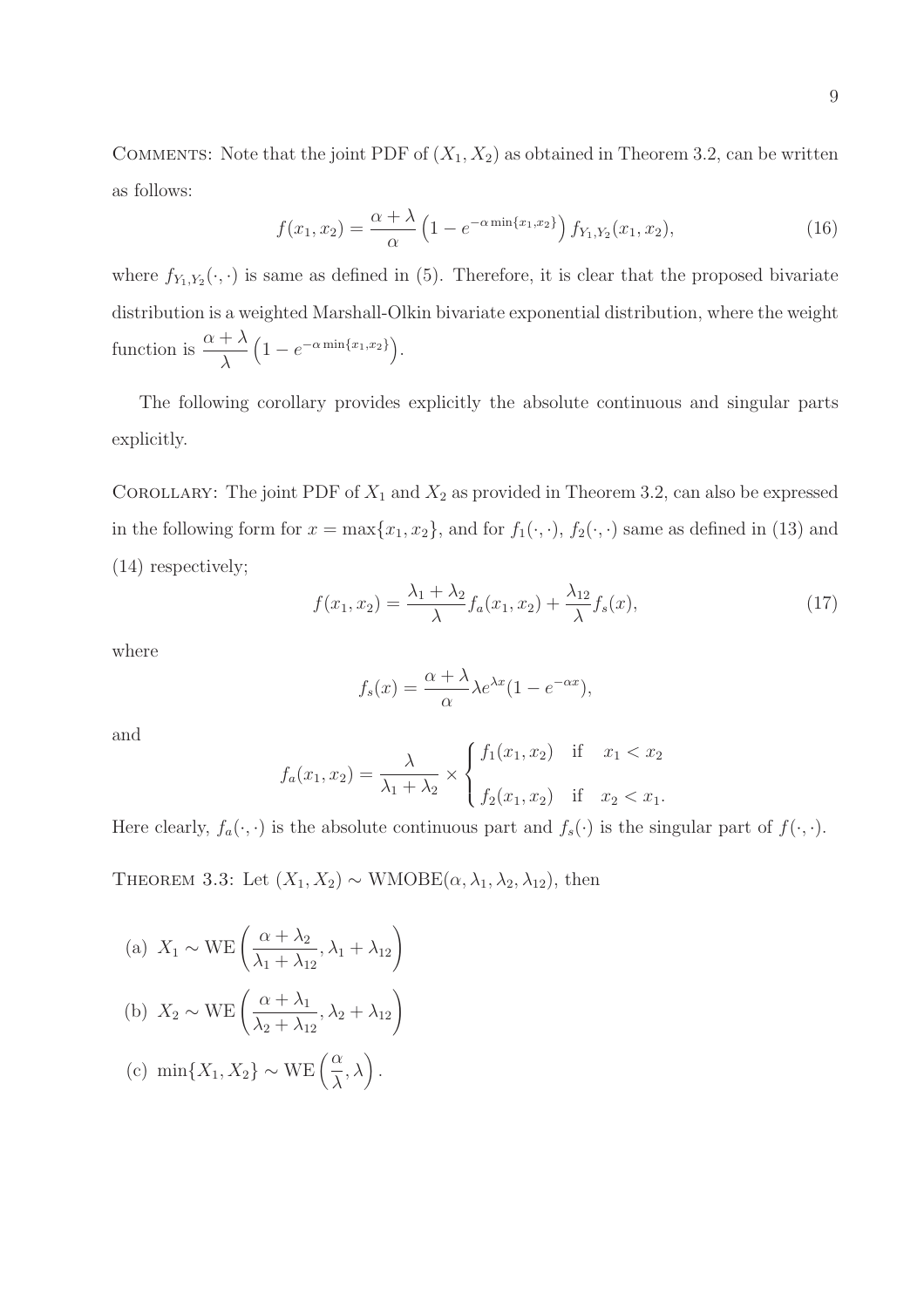Comments: Note that the joint PDF of $(X_1, X_2)$ as obtained in Theorem 3.2, can be written as follows:

$$f(x_1, x_2) = \frac{\alpha + \lambda}{\alpha} \left(1 - e^{-\alpha \min\{x_1, x_2\}}\right) f_{Y_1,Y_2}(x_1, x_2), \tag{16}$$

where $f_{Y_1,Y_2}(\cdot, \cdot)$ is same as defined in (5). Therefore, it is clear that the proposed bivariate distribution is a weighted Marshall-Olkin bivariate exponential distribution, where the weight function is $\frac{\alpha + \lambda}{\lambda} \left(1 - e^{-\alpha \min\{x_1, x_2\}}\right)$.

The following corollary provides explicitly the absolute continuous and singular parts explicitly.

Corollary: The joint PDF of $X_1$ and $X_2$ as provided in Theorem 3.2, can also be expressed in the following form for $x = \max\{x_1, x_2\}$, and for $f_1(\cdot, \cdot)$, $f_2(\cdot, \cdot)$ same as defined in (13) and (14) respectively;

$$f(x_1, x_2) = \frac{\lambda_1 + \lambda_2}{\lambda} f_a(x_1, x_2) + \frac{\lambda_{12}}{\lambda} f_s(x), \tag{17}$$

where

$$f_s(x) = \frac{\alpha + \lambda}{\alpha} \lambda e^{\lambda x} (1 - e^{-\alpha x}),$$

and

$$f_a(x_1, x_2) = \frac{\lambda}{\lambda_1 + \lambda_2} \times \begin{cases} f_1(x_1, x_2) & \text{if} \quad x_1 < x_2 \\ \\ f_2(x_1, x_2) & \text{if} \quad x_2 < x_1. \end{cases}$$

Here clearly, $f_a(\cdot, \cdot)$ is the absolute continuous part and $f_s(\cdot)$ is the singular part of $f(\cdot, \cdot)$.

Theorem 3.3: Let $(X_1, X_2) \sim \text{WMOBE}(\alpha, \lambda_1, \lambda_2, \lambda_{12})$, then

(a) $X_1 \sim \text{WE}\left(\frac{\alpha + \lambda_2}{\lambda_1 + \lambda_{12}}, \lambda_1 + \lambda_{12}\right)$

(b) $X_2 \sim \text{WE}\left(\frac{\alpha + \lambda_1}{\lambda_2 + \lambda_{12}}, \lambda_2 + \lambda_{12}\right)$

(c) $\min\{X_1, X_2\} \sim \text{WE}\left(\frac{\alpha}{\lambda}, \lambda\right)$.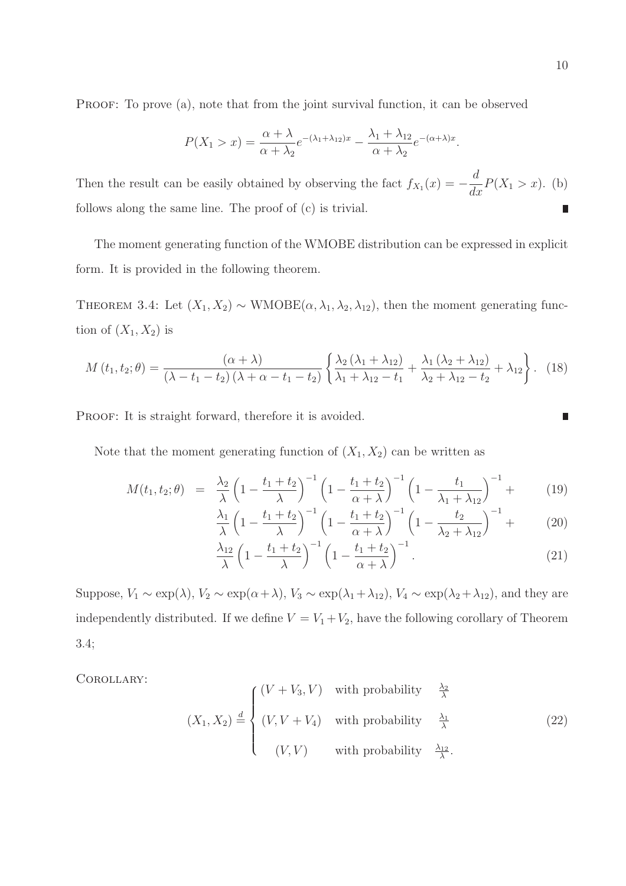PROOF: To prove (a), note that from the joint survival function, it can be observed

$$P(X_1 > x) = \frac{\alpha + \lambda}{\alpha + \lambda_2} e^{-(\lambda_1 + \lambda_{12})x} - \frac{\lambda_1 + \lambda_{12}}{\alpha + \lambda_2} e^{-(\alpha + \lambda)x}.$$

Then the result can be easily obtained by observing the fact $f_{X_1}(x) = -\frac{d}{dx} P(X_1 > x)$. (b) follows along the same line. The proof of (c) is trivial. ∎

The moment generating function of the WMOBE distribution can be expressed in explicit form. It is provided in the following theorem.

THEOREM 3.4: Let $(X_1, X_2) \sim \text{WMOBE}(\alpha, \lambda_1, \lambda_2, \lambda_{12})$, then the moment generating function of $(X_1, X_2)$ is

$$M(t_1, t_2; \theta) = \frac{(\alpha + \lambda)}{(\lambda - t_1 - t_2)(\lambda + \alpha - t_1 - t_2)} \left\{ \frac{\lambda_2 (\lambda_1 + \lambda_{12})}{\lambda_1 + \lambda_{12} - t_1} + \frac{\lambda_1 (\lambda_2 + \lambda_{12})}{\lambda_2 + \lambda_{12} - t_2} + \lambda_{12} \right\}. \quad (18)$$

PROOF: It is straight forward, therefore it is avoided. ∎

Note that the moment generating function of $(X_1, X_2)$ can be written as

$$\begin{aligned}
M(t_1, t_2; \theta) \;=\; & \frac{\lambda_2}{\lambda} \left(1 - \frac{t_1 + t_2}{\lambda}\right)^{-1} \left(1 - \frac{t_1 + t_2}{\alpha + \lambda}\right)^{-1} \left(1 - \frac{t_1}{\lambda_1 + \lambda_{12}}\right)^{-1} + & (19)\\
& \frac{\lambda_1}{\lambda} \left(1 - \frac{t_1 + t_2}{\lambda}\right)^{-1} \left(1 - \frac{t_1 + t_2}{\alpha + \lambda}\right)^{-1} \left(1 - \frac{t_2}{\lambda_2 + \lambda_{12}}\right)^{-1} + & (20)\\
& \frac{\lambda_{12}}{\lambda} \left(1 - \frac{t_1 + t_2}{\lambda}\right)^{-1} \left(1 - \frac{t_1 + t_2}{\alpha + \lambda}\right)^{-1}. & (21)
\end{aligned}$$

Suppose, $V_1 \sim \exp(\lambda)$, $V_2 \sim \exp(\alpha + \lambda)$, $V_3 \sim \exp(\lambda_1 + \lambda_{12})$, $V_4 \sim \exp(\lambda_2 + \lambda_{12})$, and they are independently distributed. If we define $V = V_1 + V_2$, have the following corollary of Theorem 3.4;

COROLLARY:

$$(X_1, X_2) \stackrel{d}{=} \begin{cases} (V + V_3, V) & \text{with probability} \quad \frac{\lambda_2}{\lambda} \\ (V, V + V_4) & \text{with probability} \quad \frac{\lambda_1}{\lambda} \\ (V, V) & \text{with probability} \quad \frac{\lambda_{12}}{\lambda}. \end{cases} \quad (22)$$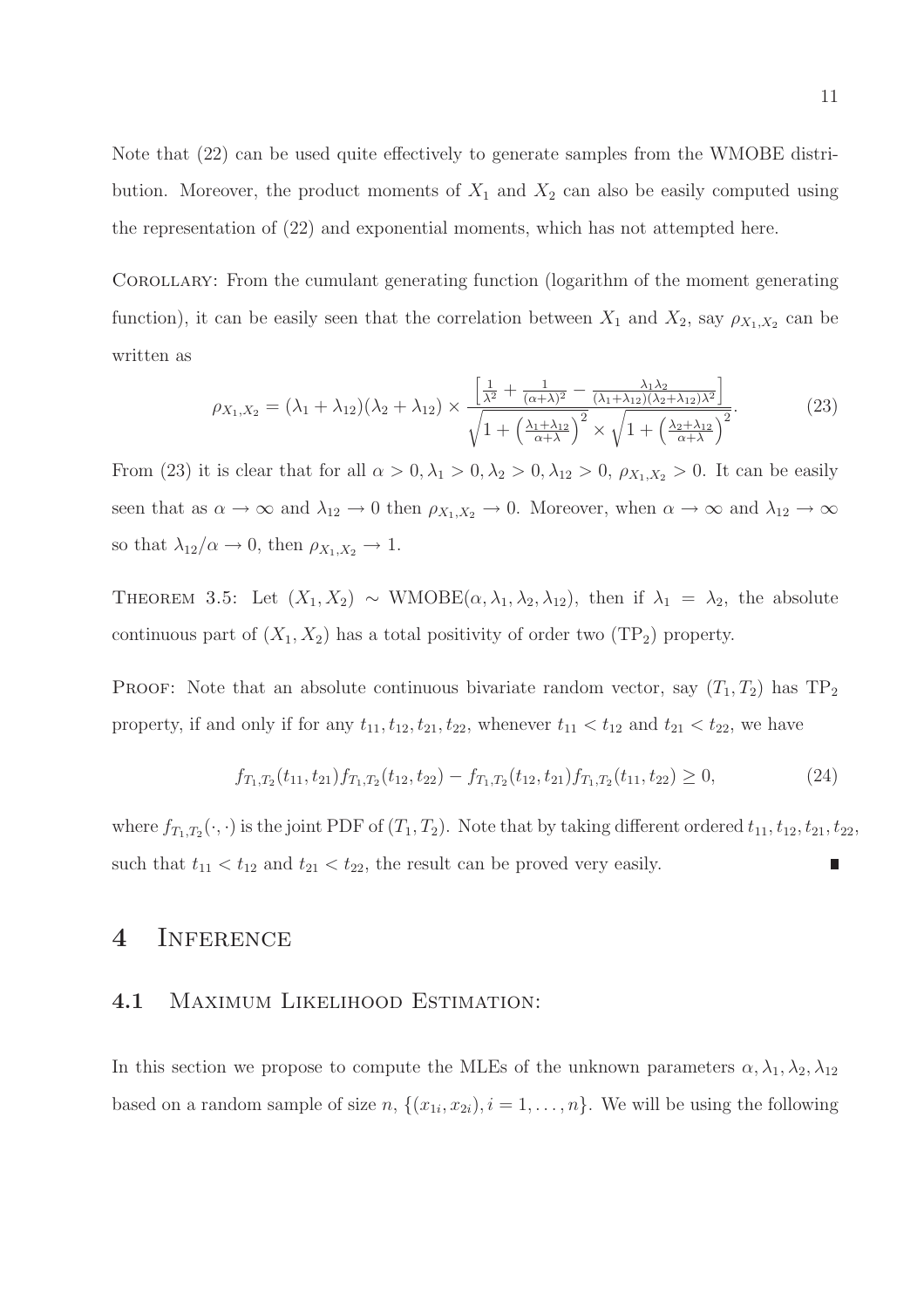Note that (22) can be used quite effectively to generate samples from the WMOBE distribution. Moreover, the product moments of $X_1$ and $X_2$ can also be easily computed using the representation of (22) and exponential moments, which has not attempted here.

Corollary: From the cumulant generating function (logarithm of the moment generating function), it can be easily seen that the correlation between $X_1$ and $X_2$, say $\rho_{X_1,X_2}$ can be written as

$$\rho_{X_1,X_2} = (\lambda_1 + \lambda_{12})(\lambda_2 + \lambda_{12}) \times \frac{\left[\frac{1}{\lambda^2} + \frac{1}{(\alpha+\lambda)^2} - \frac{\lambda_1 \lambda_2}{(\lambda_1+\lambda_{12})(\lambda_2+\lambda_{12})\lambda^2}\right]}{\sqrt{1 + \left(\frac{\lambda_1+\lambda_{12}}{\alpha+\lambda}\right)^2} \times \sqrt{1 + \left(\frac{\lambda_2+\lambda_{12}}{\alpha+\lambda}\right)^2}}. \tag{23}$$

From (23) it is clear that for all $\alpha > 0, \lambda_1 > 0, \lambda_2 > 0, \lambda_{12} > 0$, $\rho_{X_1,X_2} > 0$. It can be easily seen that as $\alpha \to \infty$ and $\lambda_{12} \to 0$ then $\rho_{X_1,X_2} \to 0$. Moreover, when $\alpha \to \infty$ and $\lambda_{12} \to \infty$ so that $\lambda_{12}/\alpha \to 0$, then $\rho_{X_1,X_2} \to 1$.

Theorem 3.5: Let $(X_1, X_2) \sim \text{WMOBE}(\alpha, \lambda_1, \lambda_2, \lambda_{12})$, then if $\lambda_1 = \lambda_2$, the absolute continuous part of $(X_1, X_2)$ has a total positivity of order two ($\text{TP}_2$) property.

Proof: Note that an absolute continuous bivariate random vector, say $(T_1, T_2)$ has $\text{TP}_2$ property, if and only if for any $t_{11}, t_{12}, t_{21}, t_{22}$, whenever $t_{11} < t_{12}$ and $t_{21} < t_{22}$, we have

$$f_{T_1,T_2}(t_{11}, t_{21}) f_{T_1,T_2}(t_{12}, t_{22}) - f_{T_1,T_2}(t_{12}, t_{21}) f_{T_1,T_2}(t_{11}, t_{22}) \geq 0, \tag{24}$$

where $f_{T_1,T_2}(\cdot, \cdot)$ is the joint PDF of $(T_1, T_2)$. Note that by taking different ordered $t_{11}, t_{12}, t_{21}, t_{22}$, such that $t_{11} < t_{12}$ and $t_{21} < t_{22}$, the result can be proved very easily. ∎

# 4 Inference

## 4.1 Maximum Likelihood Estimation:

In this section we propose to compute the MLEs of the unknown parameters $\alpha, \lambda_1, \lambda_2, \lambda_{12}$ based on a random sample of size $n$, $\{(x_{1i}, x_{2i}), i = 1, \ldots, n\}$. We will be using the following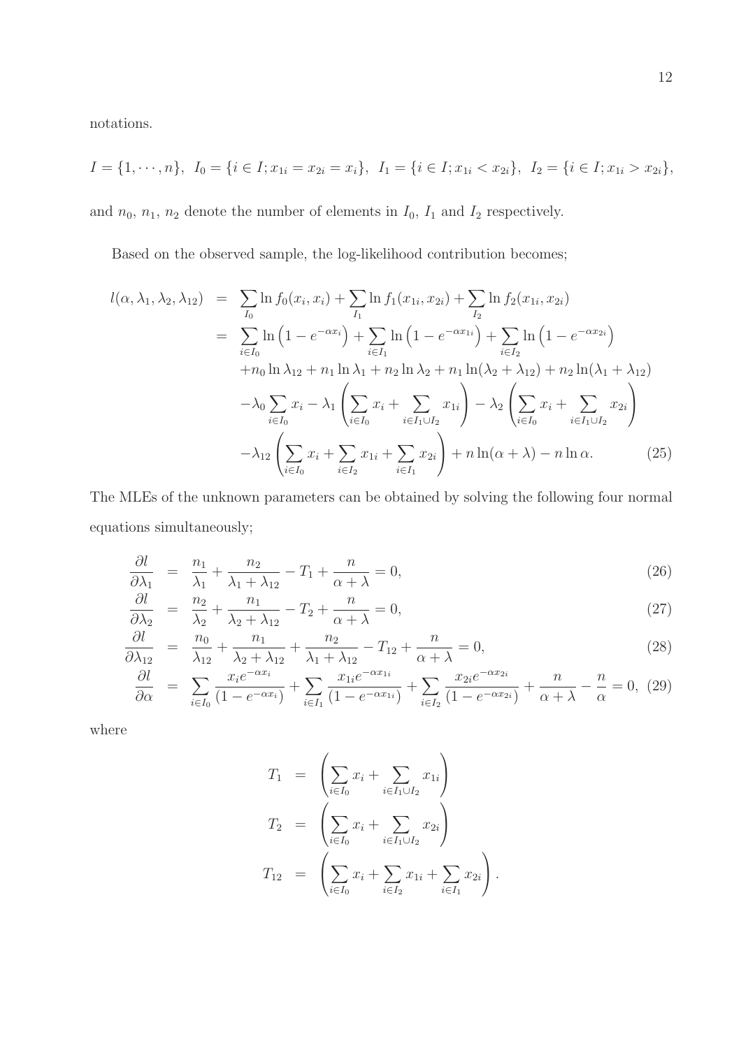notations.

$$I = \{1, \cdots, n\},\ I_0 = \{i \in I; x_{1i} = x_{2i} = x_i\},\ I_1 = \{i \in I; x_{1i} < x_{2i}\},\ I_2 = \{i \in I; x_{1i} > x_{2i}\},$$

and $n_0$, $n_1$, $n_2$ denote the number of elements in $I_0$, $I_1$ and $I_2$ respectively.

Based on the observed sample, the log-likelihood contribution becomes;

$$
\begin{aligned}
l(\alpha, \lambda_1, \lambda_2, \lambda_{12}) &= \sum_{I_0} \ln f_0(x_i, x_i) + \sum_{I_1} \ln f_1(x_{1i}, x_{2i}) + \sum_{I_2} \ln f_2(x_{1i}, x_{2i}) \\
&= \sum_{i \in I_0} \ln\left(1 - e^{-\alpha x_i}\right) + \sum_{i \in I_1} \ln\left(1 - e^{-\alpha x_{1i}}\right) + \sum_{i \in I_2} \ln\left(1 - e^{-\alpha x_{2i}}\right) \\
&\quad + n_0 \ln \lambda_{12} + n_1 \ln \lambda_1 + n_2 \ln \lambda_2 + n_1 \ln(\lambda_2 + \lambda_{12}) + n_2 \ln(\lambda_1 + \lambda_{12}) \\
&\quad - \lambda_0 \sum_{i \in I_0} x_i - \lambda_1 \left(\sum_{i \in I_0} x_i + \sum_{i \in I_1 \cup I_2} x_{1i}\right) - \lambda_2 \left(\sum_{i \in I_0} x_i + \sum_{i \in I_1 \cup I_2} x_{2i}\right) \\
&\quad - \lambda_{12} \left(\sum_{i \in I_0} x_i + \sum_{i \in I_2} x_{1i} + \sum_{i \in I_1} x_{2i}\right) + n \ln(\alpha + \lambda) - n \ln \alpha. \qquad (25)
\end{aligned}
$$

The MLEs of the unknown parameters can be obtained by solving the following four normal equations simultaneously;

$$
\begin{aligned}
\frac{\partial l}{\partial \lambda_1} &= \frac{n_1}{\lambda_1} + \frac{n_2}{\lambda_1 + \lambda_{12}} - T_1 + \frac{n}{\alpha + \lambda} = 0, \qquad (26) \\
\frac{\partial l}{\partial \lambda_2} &= \frac{n_2}{\lambda_2} + \frac{n_1}{\lambda_2 + \lambda_{12}} - T_2 + \frac{n}{\alpha + \lambda} = 0, \qquad (27) \\
\frac{\partial l}{\partial \lambda_{12}} &= \frac{n_0}{\lambda_{12}} + \frac{n_1}{\lambda_2 + \lambda_{12}} + \frac{n_2}{\lambda_1 + \lambda_{12}} - T_{12} + \frac{n}{\alpha + \lambda} = 0, \qquad (28) \\
\frac{\partial l}{\partial \alpha} &= \sum_{i \in I_0} \frac{x_i e^{-\alpha x_i}}{(1 - e^{-\alpha x_i})} + \sum_{i \in I_1} \frac{x_{1i} e^{-\alpha x_{1i}}}{(1 - e^{-\alpha x_{1i}})} + \sum_{i \in I_2} \frac{x_{2i} e^{-\alpha x_{2i}}}{(1 - e^{-\alpha x_{2i}})} + \frac{n}{\alpha + \lambda} - \frac{n}{\alpha} = 0, \qquad (29)
\end{aligned}
$$

where

$$
\begin{aligned}
T_1 &= \left(\sum_{i \in I_0} x_i + \sum_{i \in I_1 \cup I_2} x_{1i}\right) \\
T_2 &= \left(\sum_{i \in I_0} x_i + \sum_{i \in I_1 \cup I_2} x_{2i}\right) \\
T_{12} &= \left(\sum_{i \in I_0} x_i + \sum_{i \in I_2} x_{1i} + \sum_{i \in I_1} x_{2i}\right).
\end{aligned}
$$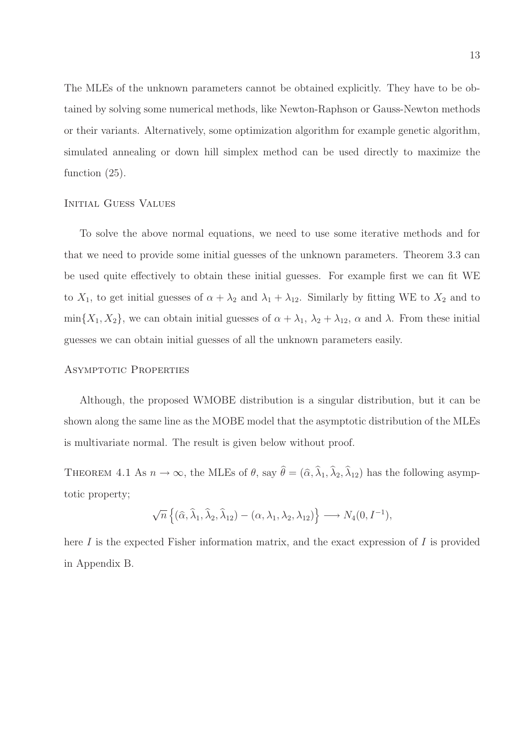The MLEs of the unknown parameters cannot be obtained explicitly. They have to be obtained by solving some numerical methods, like Newton-Raphson or Gauss-Newton methods or their variants. Alternatively, some optimization algorithm for example genetic algorithm, simulated annealing or down hill simplex method can be used directly to maximize the function (25).

### Initial Guess Values

To solve the above normal equations, we need to use some iterative methods and for that we need to provide some initial guesses of the unknown parameters. Theorem 3.3 can be used quite effectively to obtain these initial guesses. For example first we can fit WE to $X_1$, to get initial guesses of $\alpha + \lambda_2$ and $\lambda_1 + \lambda_{12}$. Similarly by fitting WE to $X_2$ and to $\min\{X_1, X_2\}$, we can obtain initial guesses of $\alpha + \lambda_1$, $\lambda_2 + \lambda_{12}$, $\alpha$ and $\lambda$. From these initial guesses we can obtain initial guesses of all the unknown parameters easily.

### Asymptotic Properties

Although, the proposed WMOBE distribution is a singular distribution, but it can be shown along the same line as the MOBE model that the asymptotic distribution of the MLEs is multivariate normal. The result is given below without proof.

Theorem 4.1 As $n \to \infty$, the MLEs of $\theta$, say $\widehat{\theta} = (\widehat{\alpha}, \widehat{\lambda}_1, \widehat{\lambda}_2, \widehat{\lambda}_{12})$ has the following asymptotic property;

$$\sqrt{n}\left\{(\widehat{\alpha}, \widehat{\lambda}_1, \widehat{\lambda}_2, \widehat{\lambda}_{12}) - (\alpha, \lambda_1, \lambda_2, \lambda_{12})\right\} \longrightarrow N_4(0, I^{-1}),$$

here $I$ is the expected Fisher information matrix, and the exact expression of $I$ is provided in Appendix B.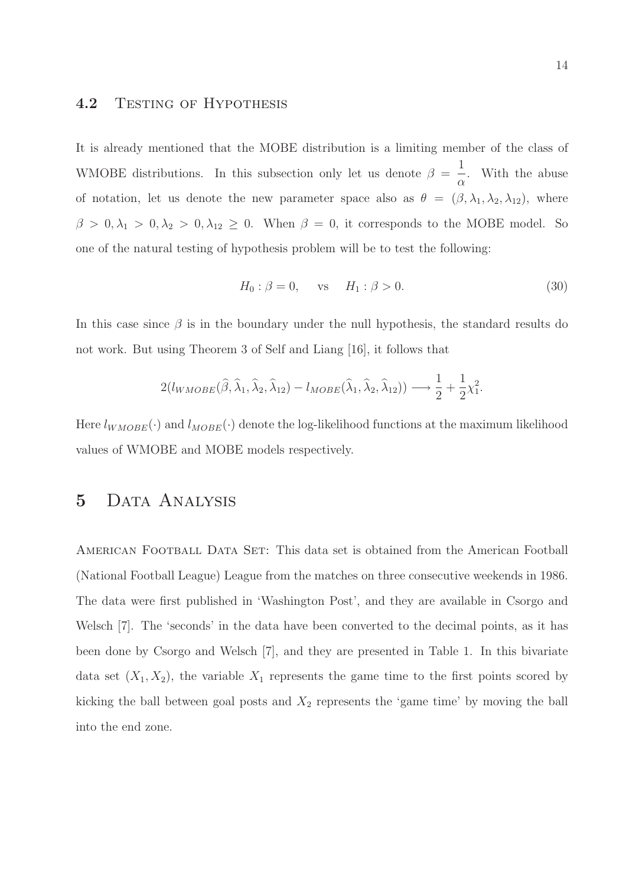### 4.2 Testing of Hypothesis

It is already mentioned that the MOBE distribution is a limiting member of the class of WMOBE distributions. In this subsection only let us denote $\beta = \dfrac{1}{\alpha}$. With the abuse of notation, let us denote the new parameter space also as $\theta = (\beta, \lambda_1, \lambda_2, \lambda_{12})$, where $\beta > 0, \lambda_1 > 0, \lambda_2 > 0, \lambda_{12} \geq 0$. When $\beta = 0$, it corresponds to the MOBE model. So one of the natural testing of hypothesis problem will be to test the following:

$$H_0 : \beta = 0, \quad \text{vs} \quad H_1 : \beta > 0. \tag{30}$$

In this case since $\beta$ is in the boundary under the null hypothesis, the standard results do not work. But using Theorem 3 of Self and Liang [16], it follows that

$$2(l_{WMOBE}(\widehat{\beta}, \widehat{\lambda}_1, \widehat{\lambda}_2, \widehat{\lambda}_{12}) - l_{MOBE}(\widehat{\lambda}_1, \widehat{\lambda}_2, \widehat{\lambda}_{12})) \longrightarrow \frac{1}{2} + \frac{1}{2}\chi^2_1.$$

Here $l_{WMOBE}(\cdot)$ and $l_{MOBE}(\cdot)$ denote the log-likelihood functions at the maximum likelihood values of WMOBE and MOBE models respectively.

## 5 Data Analysis

American Football Data Set: This data set is obtained from the American Football (National Football League) League from the matches on three consecutive weekends in 1986. The data were first published in 'Washington Post', and they are available in Csorgo and Welsch [7]. The 'seconds' in the data have been converted to the decimal points, as it has been done by Csorgo and Welsch [7], and they are presented in Table 1. In this bivariate data set $(X_1, X_2)$, the variable $X_1$ represents the game time to the first points scored by kicking the ball between goal posts and $X_2$ represents the 'game time' by moving the ball into the end zone.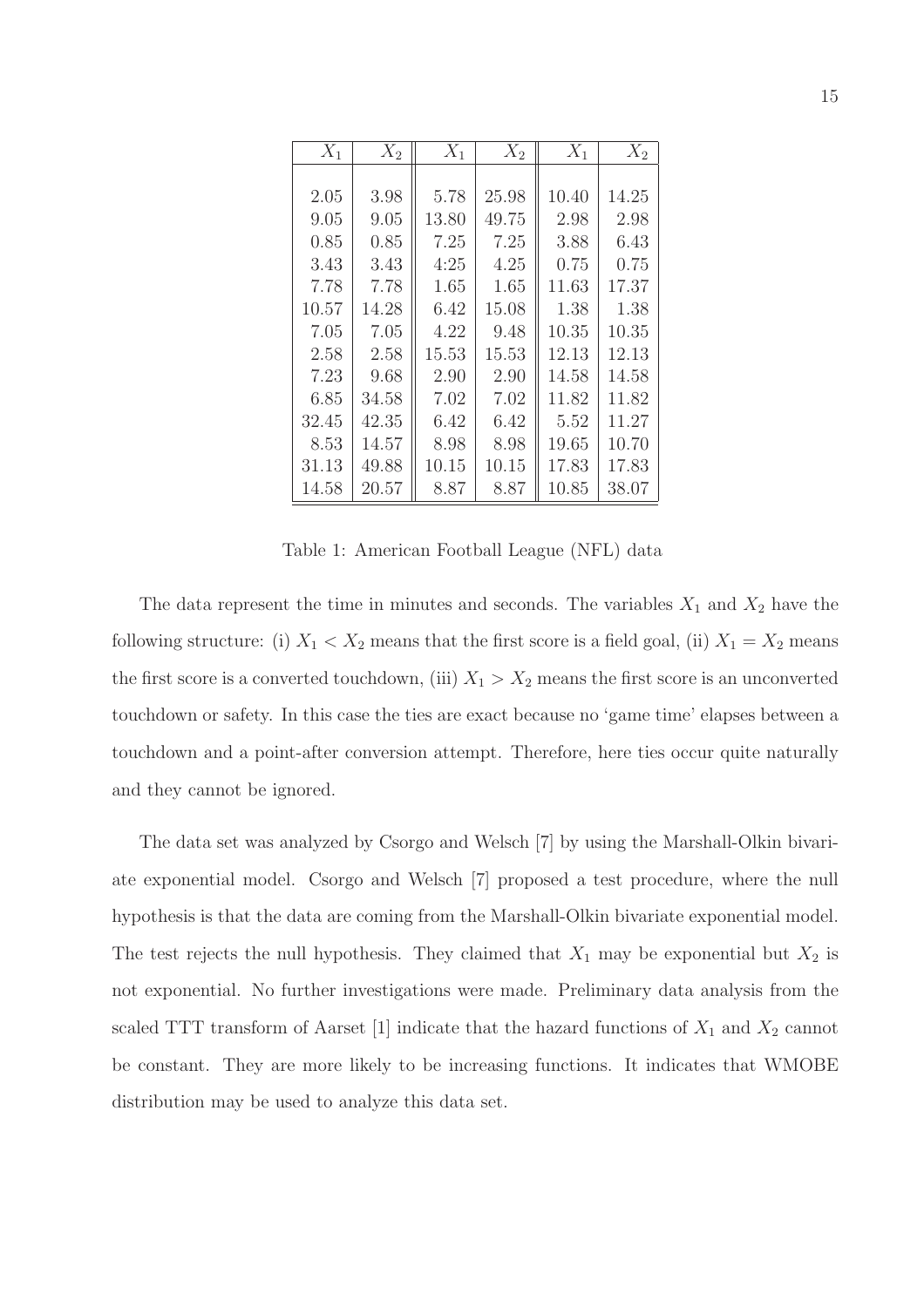| $X_1$ | $X_2$ | $X_1$ | $X_2$ | $X_1$ | $X_2$ |
|---|---|---|---|---|---|
| 2.05 | 3.98 | 5.78 | 25.98 | 10.40 | 14.25 |
| 9.05 | 9.05 | 13.80 | 49.75 | 2.98 | 2.98 |
| 0.85 | 0.85 | 7.25 | 7.25 | 3.88 | 6.43 |
| 3.43 | 3.43 | 4:25 | 4.25 | 0.75 | 0.75 |
| 7.78 | 7.78 | 1.65 | 1.65 | 11.63 | 17.37 |
| 10.57 | 14.28 | 6.42 | 15.08 | 1.38 | 1.38 |
| 7.05 | 7.05 | 4.22 | 9.48 | 10.35 | 10.35 |
| 2.58 | 2.58 | 15.53 | 15.53 | 12.13 | 12.13 |
| 7.23 | 9.68 | 2.90 | 2.90 | 14.58 | 14.58 |
| 6.85 | 34.58 | 7.02 | 7.02 | 11.82 | 11.82 |
| 32.45 | 42.35 | 6.42 | 6.42 | 5.52 | 11.27 |
| 8.53 | 14.57 | 8.98 | 8.98 | 19.65 | 10.70 |
| 31.13 | 49.88 | 10.15 | 10.15 | 17.83 | 17.83 |
| 14.58 | 20.57 | 8.87 | 8.87 | 10.85 | 38.07 |

Table 1: American Football League (NFL) data

The data represent the time in minutes and seconds. The variables $X_1$ and $X_2$ have the following structure: (i) $X_1 < X_2$ means that the first score is a field goal, (ii) $X_1 = X_2$ means the first score is a converted touchdown, (iii) $X_1 > X_2$ means the first score is an unconverted touchdown or safety. In this case the ties are exact because no 'game time' elapses between a touchdown and a point-after conversion attempt. Therefore, here ties occur quite naturally and they cannot be ignored.

The data set was analyzed by Csorgo and Welsch [7] by using the Marshall-Olkin bivariate exponential model. Csorgo and Welsch [7] proposed a test procedure, where the null hypothesis is that the data are coming from the Marshall-Olkin bivariate exponential model. The test rejects the null hypothesis. They claimed that $X_1$ may be exponential but $X_2$ is not exponential. No further investigations were made. Preliminary data analysis from the scaled TTT transform of Aarset [1] indicate that the hazard functions of $X_1$ and $X_2$ cannot be constant. They are more likely to be increasing functions. It indicates that WMOBE distribution may be used to analyze this data set.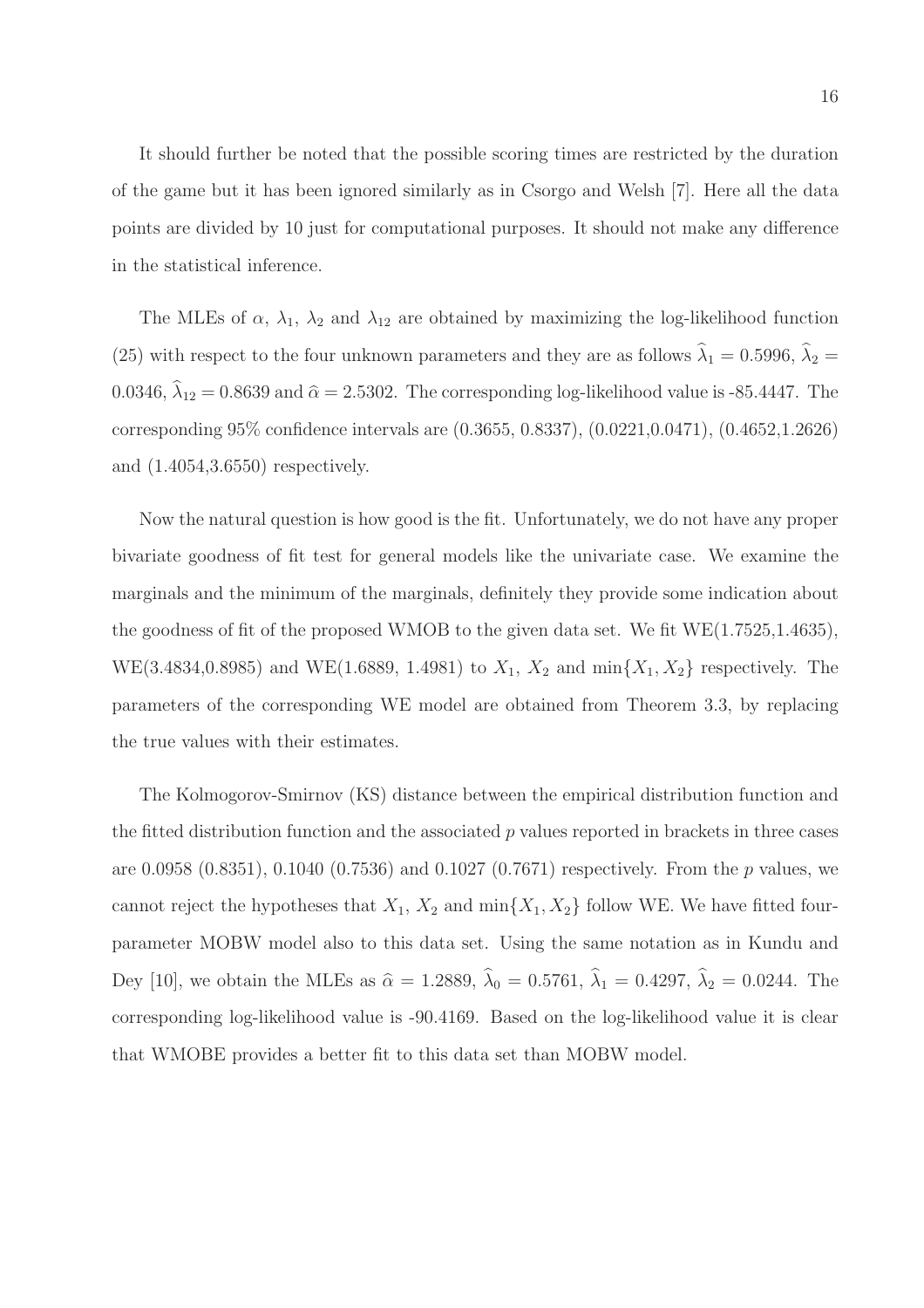It should further be noted that the possible scoring times are restricted by the duration of the game but it has been ignored similarly as in Csorgo and Welsh [7]. Here all the data points are divided by 10 just for computational purposes. It should not make any difference in the statistical inference.

The MLEs of $\alpha$, $\lambda_1$, $\lambda_2$ and $\lambda_{12}$ are obtained by maximizing the log-likelihood function (25) with respect to the four unknown parameters and they are as follows $\widehat{\lambda}_1 = 0.5996$, $\widehat{\lambda}_2 = 0.0346$, $\widehat{\lambda}_{12} = 0.8639$ and $\widehat{\alpha} = 2.5302$. The corresponding log-likelihood value is -85.4447. The corresponding 95% confidence intervals are (0.3655, 0.8337), (0.0221,0.0471), (0.4652,1.2626) and (1.4054,3.6550) respectively.

Now the natural question is how good is the fit. Unfortunately, we do not have any proper bivariate goodness of fit test for general models like the univariate case. We examine the marginals and the minimum of the marginals, definitely they provide some indication about the goodness of fit of the proposed WMOB to the given data set. We fit WE(1.7525,1.4635), WE(3.4834,0.8985) and WE(1.6889, 1.4981) to $X_1$, $X_2$ and $\min\{X_1, X_2\}$ respectively. The parameters of the corresponding WE model are obtained from Theorem 3.3, by replacing the true values with their estimates.

The Kolmogorov-Smirnov (KS) distance between the empirical distribution function and the fitted distribution function and the associated $p$ values reported in brackets in three cases are 0.0958 (0.8351), 0.1040 (0.7536) and 0.1027 (0.7671) respectively. From the $p$ values, we cannot reject the hypotheses that $X_1$, $X_2$ and $\min\{X_1, X_2\}$ follow WE. We have fitted four-parameter MOBW model also to this data set. Using the same notation as in Kundu and Dey [10], we obtain the MLEs as $\widehat{\alpha} = 1.2889$, $\widehat{\lambda}_0 = 0.5761$, $\widehat{\lambda}_1 = 0.4297$, $\widehat{\lambda}_2 = 0.0244$. The corresponding log-likelihood value is -90.4169. Based on the log-likelihood value it is clear that WMOBE provides a better fit to this data set than MOBW model.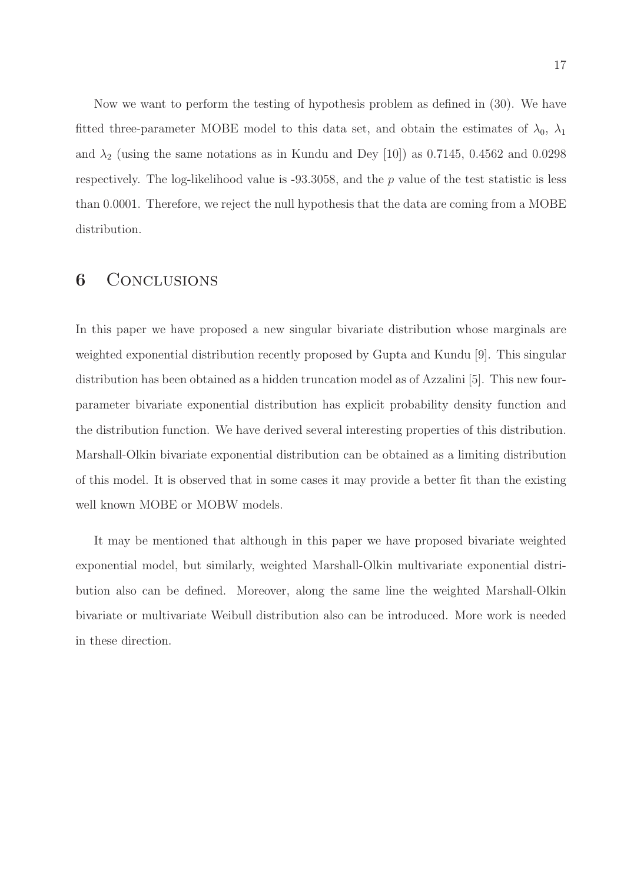Now we want to perform the testing of hypothesis problem as defined in (30). We have fitted three-parameter MOBE model to this data set, and obtain the estimates of $\lambda_0$, $\lambda_1$ and $\lambda_2$ (using the same notations as in Kundu and Dey [10]) as 0.7145, 0.4562 and 0.0298 respectively. The log-likelihood value is -93.3058, and the $p$ value of the test statistic is less than 0.0001. Therefore, we reject the null hypothesis that the data are coming from a MOBE distribution.

## 6 Conclusions

In this paper we have proposed a new singular bivariate distribution whose marginals are weighted exponential distribution recently proposed by Gupta and Kundu [9]. This singular distribution has been obtained as a hidden truncation model as of Azzalini [5]. This new four-parameter bivariate exponential distribution has explicit probability density function and the distribution function. We have derived several interesting properties of this distribution. Marshall-Olkin bivariate exponential distribution can be obtained as a limiting distribution of this model. It is observed that in some cases it may provide a better fit than the existing well known MOBE or MOBW models.

It may be mentioned that although in this paper we have proposed bivariate weighted exponential model, but similarly, weighted Marshall-Olkin multivariate exponential distribution also can be defined. Moreover, along the same line the weighted Marshall-Olkin bivariate or multivariate Weibull distribution also can be introduced. More work is needed in these direction.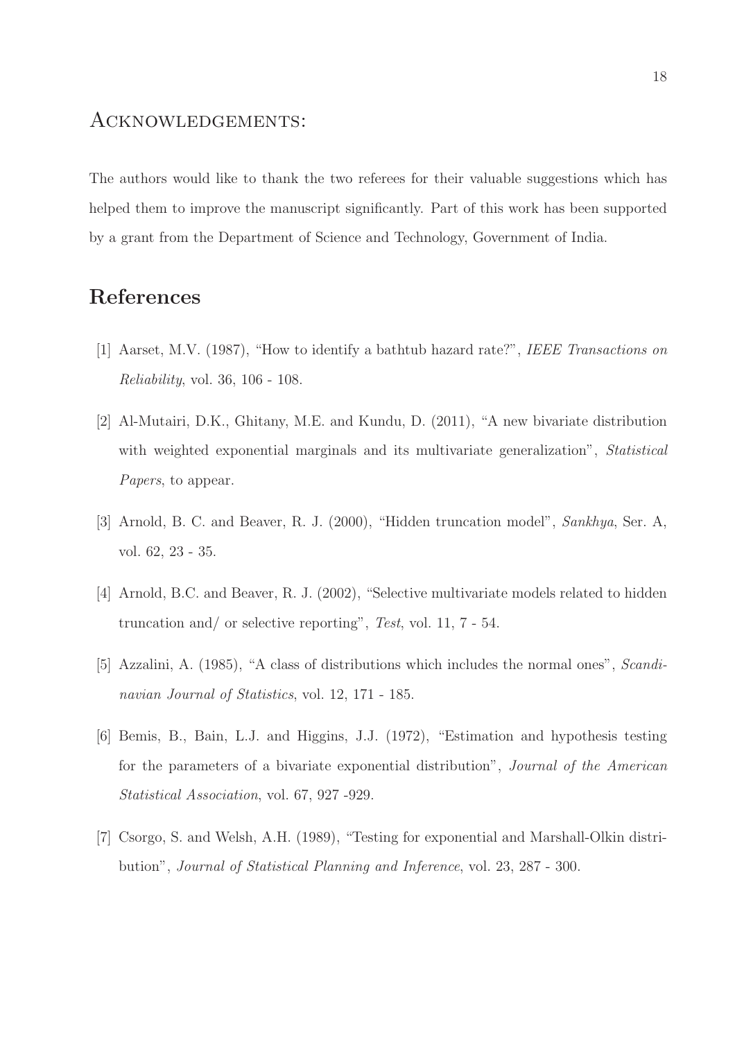## Acknowledgements:

The authors would like to thank the two referees for their valuable suggestions which has helped them to improve the manuscript significantly. Part of this work has been supported by a grant from the Department of Science and Technology, Government of India.

## References

[1] Aarset, M.V. (1987), "How to identify a bathtub hazard rate?", *IEEE Transactions on Reliability*, vol. 36, 106 - 108.

[2] Al-Mutairi, D.K., Ghitany, M.E. and Kundu, D. (2011), "A new bivariate distribution with weighted exponential marginals and its multivariate generalization", *Statistical Papers*, to appear.

[3] Arnold, B. C. and Beaver, R. J. (2000), "Hidden truncation model", *Sankhya*, Ser. A, vol. 62, 23 - 35.

[4] Arnold, B.C. and Beaver, R. J. (2002), "Selective multivariate models related to hidden truncation and/ or selective reporting", *Test*, vol. 11, 7 - 54.

[5] Azzalini, A. (1985), "A class of distributions which includes the normal ones", *Scandinavian Journal of Statistics*, vol. 12, 171 - 185.

[6] Bemis, B., Bain, L.J. and Higgins, J.J. (1972), "Estimation and hypothesis testing for the parameters of a bivariate exponential distribution", *Journal of the American Statistical Association*, vol. 67, 927 -929.

[7] Csorgo, S. and Welsh, A.H. (1989), "Testing for exponential and Marshall-Olkin distribution", *Journal of Statistical Planning and Inference*, vol. 23, 287 - 300.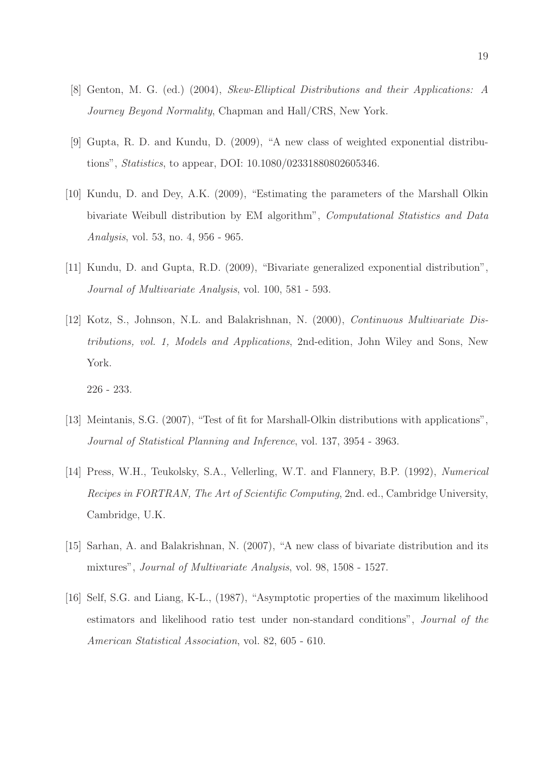[8] Genton, M. G. (ed.) (2004), *Skew-Elliptical Distributions and their Applications: A Journey Beyond Normality*, Chapman and Hall/CRS, New York.

[9] Gupta, R. D. and Kundu, D. (2009), "A new class of weighted exponential distributions", *Statistics*, to appear, DOI: 10.1080/02331880802605346.

[10] Kundu, D. and Dey, A.K. (2009), "Estimating the parameters of the Marshall Olkin bivariate Weibull distribution by EM algorithm", *Computational Statistics and Data Analysis*, vol. 53, no. 4, 956 - 965.

[11] Kundu, D. and Gupta, R.D. (2009), "Bivariate generalized exponential distribution", *Journal of Multivariate Analysis*, vol. 100, 581 - 593.

[12] Kotz, S., Johnson, N.L. and Balakrishnan, N. (2000), *Continuous Multivariate Distributions, vol. 1, Models and Applications*, 2nd-edition, John Wiley and Sons, New York.

226 - 233.

[13] Meintanis, S.G. (2007), "Test of fit for Marshall-Olkin distributions with applications", *Journal of Statistical Planning and Inference*, vol. 137, 3954 - 3963.

[14] Press, W.H., Teukolsky, S.A., Vellerling, W.T. and Flannery, B.P. (1992), *Numerical Recipes in FORTRAN, The Art of Scientific Computing*, 2nd. ed., Cambridge University, Cambridge, U.K.

[15] Sarhan, A. and Balakrishnan, N. (2007), "A new class of bivariate distribution and its mixtures", *Journal of Multivariate Analysis*, vol. 98, 1508 - 1527.

[16] Self, S.G. and Liang, K-L., (1987), "Asymptotic properties of the maximum likelihood estimators and likelihood ratio test under non-standard conditions", *Journal of the American Statistical Association*, vol. 82, 605 - 610.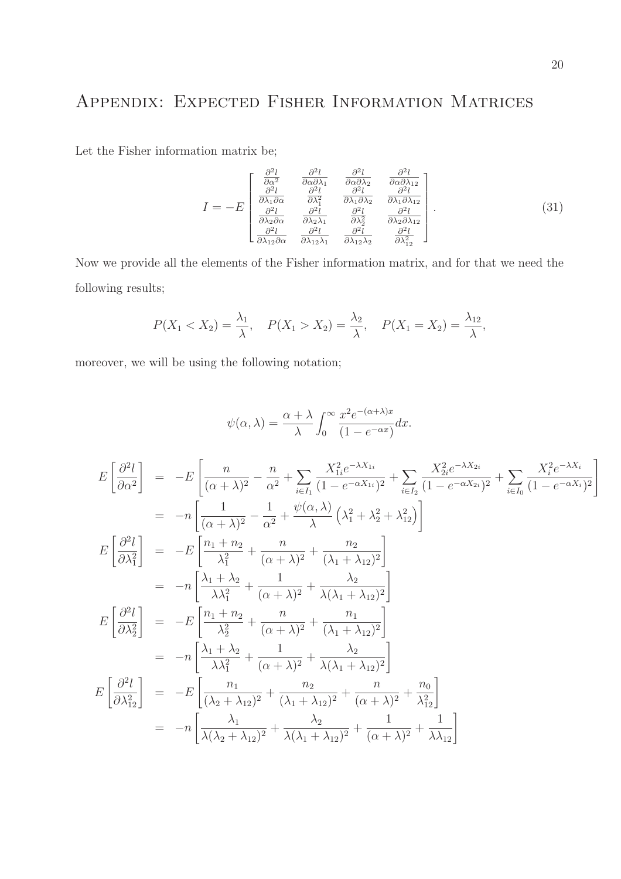# Appendix: Expected Fisher Information Matrices

Let the Fisher information matrix be;

$$
I = -E \begin{bmatrix} \frac{\partial^2 l}{\partial \alpha^2} & \frac{\partial^2 l}{\partial \alpha \partial \lambda_1} & \frac{\partial^2 l}{\partial \alpha \partial \lambda_2} & \frac{\partial^2 l}{\partial \alpha \partial \lambda_{12}} \\ \frac{\partial^2 l}{\partial \lambda_1 \partial \alpha} & \frac{\partial^2 l}{\partial \lambda_1^2} & \frac{\partial^2 l}{\partial \lambda_1 \partial \lambda_2} & \frac{\partial^2 l}{\partial \lambda_1 \partial \lambda_{12}} \\ \frac{\partial^2 l}{\partial \lambda_2 \partial \alpha} & \frac{\partial^2 l}{\partial \lambda_2 \lambda_1} & \frac{\partial^2 l}{\partial \lambda_2^2} & \frac{\partial^2 l}{\partial \lambda_2 \partial \lambda_{12}} \\ \frac{\partial^2 l}{\partial \lambda_{12} \partial \alpha} & \frac{\partial^2 l}{\partial \lambda_{12} \lambda_1} & \frac{\partial^2 l}{\partial \lambda_{12} \lambda_2} & \frac{\partial^2 l}{\partial \lambda_{12}^2} \end{bmatrix}. \tag{31}
$$

Now we provide all the elements of the Fisher information matrix, and for that we need the following results;

$$
P(X_1 < X_2) = \frac{\lambda_1}{\lambda}, \quad P(X_1 > X_2) = \frac{\lambda_2}{\lambda}, \quad P(X_1 = X_2) = \frac{\lambda_{12}}{\lambda},
$$

moreover, we will be using the following notation;

$$
\psi(\alpha, \lambda) = \frac{\alpha + \lambda}{\lambda} \int_0^\infty \frac{x^2 e^{-(\alpha+\lambda)x}}{(1 - e^{-\alpha x})} dx.
$$

$$
\begin{aligned}
E\left[\frac{\partial^2 l}{\partial \alpha^2}\right] &= -E\left[\frac{n}{(\alpha+\lambda)^2} - \frac{n}{\alpha^2} + \sum_{i \in I_1} \frac{X_{1i}^2 e^{-\lambda X_{1i}}}{(1 - e^{-\alpha X_{1i}})^2} + \sum_{i \in I_2} \frac{X_{2i}^2 e^{-\lambda X_{2i}}}{(1 - e^{-\alpha X_{2i}})^2} + \sum_{i \in I_0} \frac{X_i^2 e^{-\lambda X_i}}{(1 - e^{-\alpha X_i})^2}\right] \\
&= -n\left[\frac{1}{(\alpha+\lambda)^2} - \frac{1}{\alpha^2} + \frac{\psi(\alpha,\lambda)}{\lambda}\left(\lambda_1^2 + \lambda_2^2 + \lambda_{12}^2\right)\right] \\
E\left[\frac{\partial^2 l}{\partial \lambda_1^2}\right] &= -E\left[\frac{n_1 + n_2}{\lambda_1^2} + \frac{n}{(\alpha+\lambda)^2} + \frac{n_2}{(\lambda_1 + \lambda_{12})^2}\right] \\
&= -n\left[\frac{\lambda_1 + \lambda_2}{\lambda \lambda_1^2} + \frac{1}{(\alpha+\lambda)^2} + \frac{\lambda_2}{\lambda(\lambda_1 + \lambda_{12})^2}\right] \\
E\left[\frac{\partial^2 l}{\partial \lambda_2^2}\right] &= -E\left[\frac{n_1 + n_2}{\lambda_2^2} + \frac{n}{(\alpha+\lambda)^2} + \frac{n_1}{(\lambda_1 + \lambda_{12})^2}\right] \\
&= -n\left[\frac{\lambda_1 + \lambda_2}{\lambda \lambda_1^2} + \frac{1}{(\alpha+\lambda)^2} + \frac{\lambda_2}{\lambda(\lambda_1 + \lambda_{12})^2}\right] \\
E\left[\frac{\partial^2 l}{\partial \lambda_{12}^2}\right] &= -E\left[\frac{n_1}{(\lambda_2 + \lambda_{12})^2} + \frac{n_2}{(\lambda_1 + \lambda_{12})^2} + \frac{n}{(\alpha+\lambda)^2} + \frac{n_0}{\lambda_{12}^2}\right] \\
&= -n\left[\frac{\lambda_1}{\lambda(\lambda_2 + \lambda_{12})^2} + \frac{\lambda_2}{\lambda(\lambda_1 + \lambda_{12})^2} + \frac{1}{(\alpha+\lambda)^2} + \frac{1}{\lambda \lambda_{12}}\right]
\end{aligned}
$$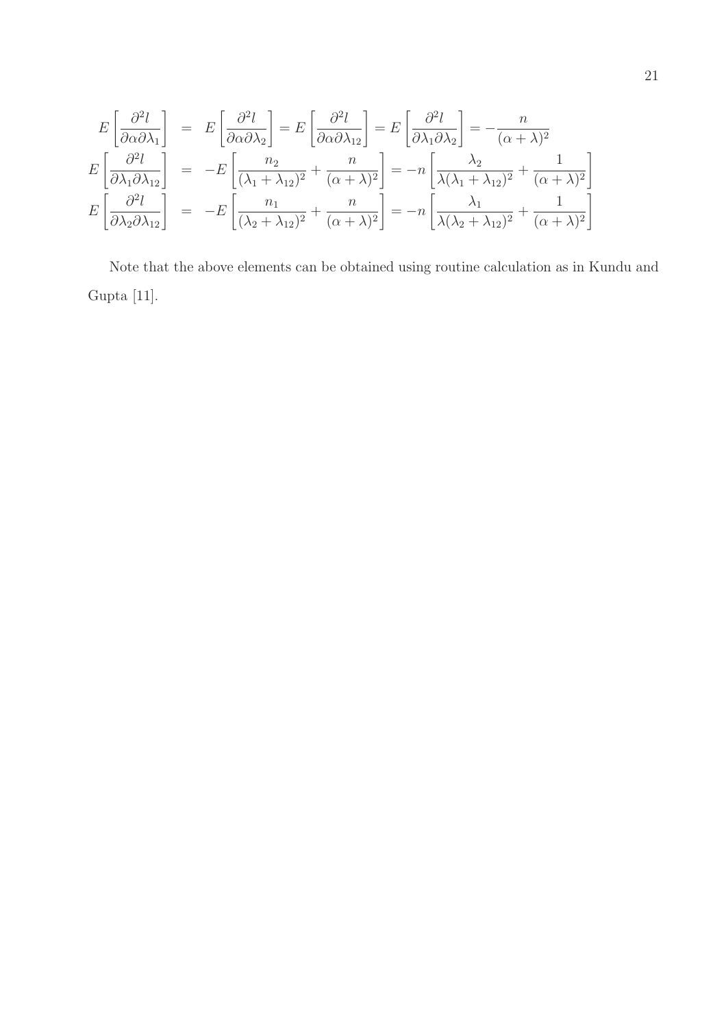$$
\begin{aligned}
E\left[\frac{\partial^2 l}{\partial \alpha \partial \lambda_1}\right] &= E\left[\frac{\partial^2 l}{\partial \alpha \partial \lambda_2}\right] = E\left[\frac{\partial^2 l}{\partial \alpha \partial \lambda_{12}}\right] = E\left[\frac{\partial^2 l}{\partial \lambda_1 \partial \lambda_2}\right] = -\frac{n}{(\alpha+\lambda)^2} \\
E\left[\frac{\partial^2 l}{\partial \lambda_1 \partial \lambda_{12}}\right] &= -E\left[\frac{n_2}{(\lambda_1+\lambda_{12})^2} + \frac{n}{(\alpha+\lambda)^2}\right] = -n\left[\frac{\lambda_2}{\lambda(\lambda_1+\lambda_{12})^2} + \frac{1}{(\alpha+\lambda)^2}\right] \\
E\left[\frac{\partial^2 l}{\partial \lambda_2 \partial \lambda_{12}}\right] &= -E\left[\frac{n_1}{(\lambda_2+\lambda_{12})^2} + \frac{n}{(\alpha+\lambda)^2}\right] = -n\left[\frac{\lambda_1}{\lambda(\lambda_2+\lambda_{12})^2} + \frac{1}{(\alpha+\lambda)^2}\right]
\end{aligned}
$$

Note that the above elements can be obtained using routine calculation as in Kundu and Gupta [11].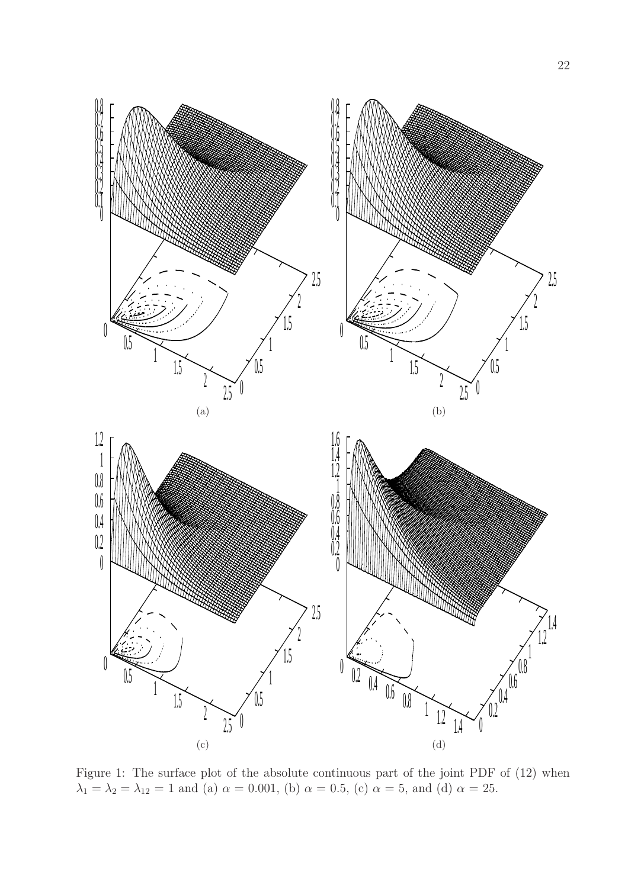0.8
0.7
0.6
0.5
0.4
0.3
0.2
0.1
0

0
0.5
1
1.5
2
2.5

0
0.5
1
1.5
2
2.5

(a)

0.8
0.7
0.6
0.5
0.4
0.3
0.2
0.1
0

0
0.5
1
1.5
2
2.5

0
0.5
1
1.5
2
2.5

(b)

1.2
1
0.8
0.6
0.4
0.2
0

0
0.5
1
1.5
2
2.5

0
0.5
1
1.5
2
2.5

(c)

1.6
1.4
1.2
1
0.8
0.6
0.4
0.2
0

0
0.2
0.4
0.6
0.8
1
1.2
1.4

0
0.2
0.4
0.6
0.8
1
1.2
1.4

(d)

Figure 1: The surface plot of the absolute continuous part of the joint PDF of (12) when $\lambda_1 = \lambda_2 = \lambda_{12} = 1$ and (a) $\alpha = 0.001$, (b) $\alpha = 0.5$, (c) $\alpha = 5$, and (d) $\alpha = 25$.